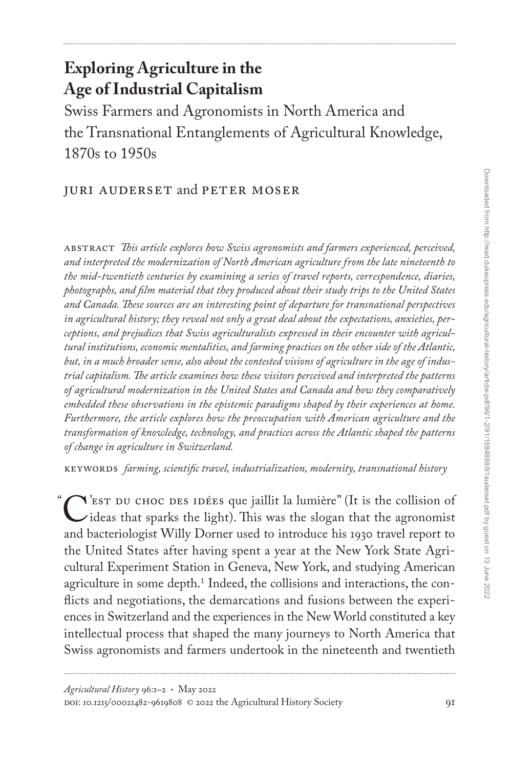# Exploring Agriculture in the Age of Industrial Capitalism

## Swiss Farmers and Agronomists in North America and the Transnational Entanglements of Agricultural Knowledge, 1870s to 1950s

JURI AUDERSET and PETER MOSER

ABSTRACT *This article explores how Swiss agronomists and farmers experienced, perceived, and interpreted the modernization of North American agriculture from the late nineteenth to the mid-twentieth centuries by examining a series of travel reports, correspondence, diaries, photographs, and film material that they produced about their study trips to the United States and Canada. These sources are an interesting point of departure for transnational perspectives in agricultural history; they reveal not only a great deal about the expectations, anxieties, perceptions, and prejudices that Swiss agriculturalists expressed in their encounter with agricultural institutions, economic mentalities, and farming practices on the other side of the Atlantic, but, in a much broader sense, also about the contested visions of agriculture in the age of industrial capitalism. The article examines how these visitors perceived and interpreted the patterns of agricultural modernization in the United States and Canada and how they comparatively embedded these observations in the epistemic paradigms shaped by their experiences at home. Furthermore, the article explores how the preoccupation with American agriculture and the transformation of knowledge, technology, and practices across the Atlantic shaped the patterns of change in agriculture in Switzerland.*

KEYWORDS *farming, scientific travel, industrialization, modernity, transnational history*

"C'EST DU CHOC DES IDÉES que jaillit la lumière" (It is the collision of ideas that sparks the light). This was the slogan that the agronomist and bacteriologist Willy Dorner used to introduce his 1930 travel report to the United States after having spent a year at the New York State Agricultural Experiment Station in Geneva, New York, and studying American agriculture in some depth.[1] Indeed, the collisions and interactions, the conflicts and negotiations, the demarcations and fusions between the experiences in Switzerland and the experiences in the New World constituted a key intellectual process that shaped the many journeys to North America that Swiss agronomists and farmers undertook in the nineteenth and twentieth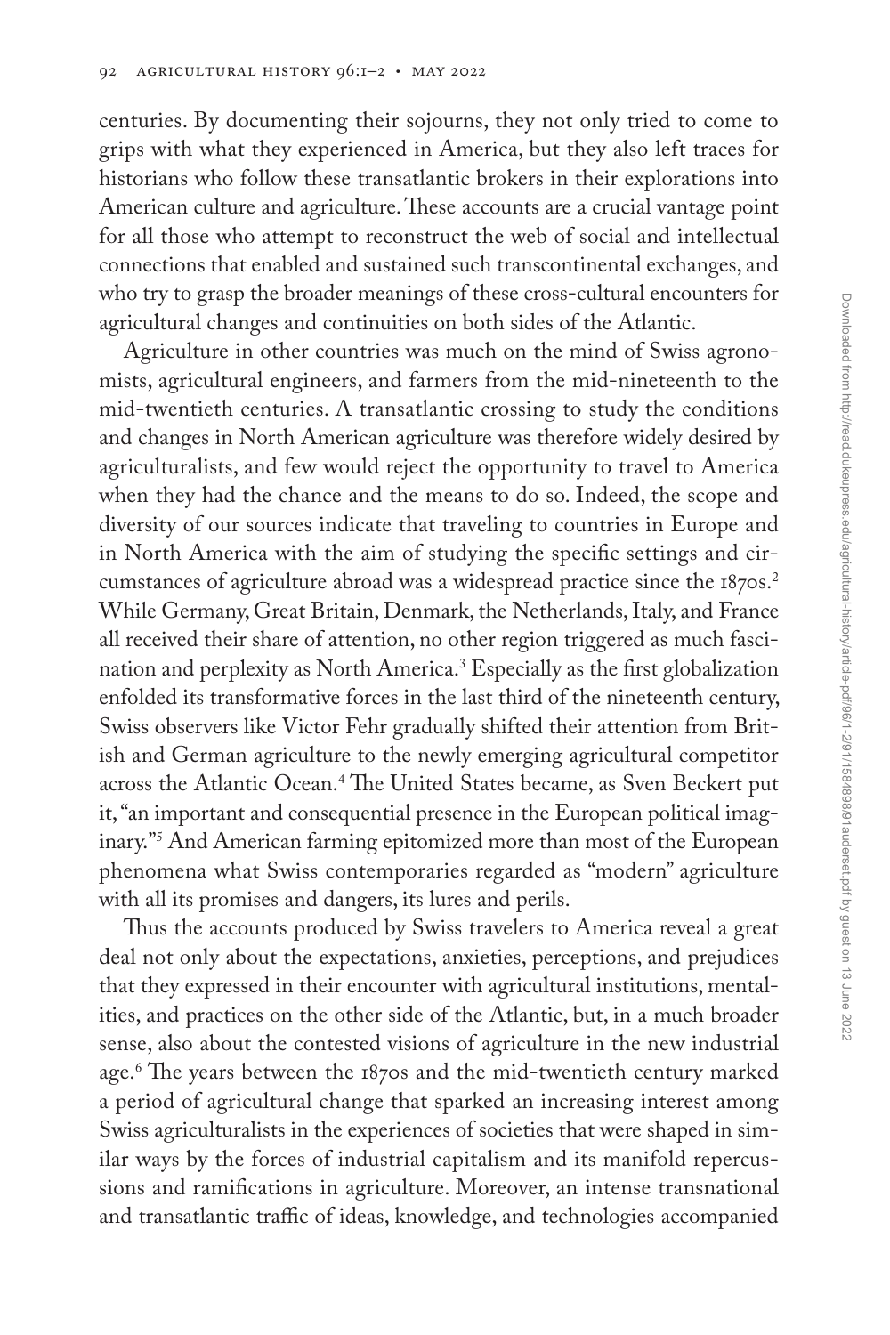centuries. By documenting their sojourns, they not only tried to come to grips with what they experienced in America, but they also left traces for historians who follow these transatlantic brokers in their explorations into American culture and agriculture. These accounts are a crucial vantage point for all those who attempt to reconstruct the web of social and intellectual connections that enabled and sustained such transcontinental exchanges, and who try to grasp the broader meanings of these cross-cultural encounters for agricultural changes and continuities on both sides of the Atlantic.

Agriculture in other countries was much on the mind of Swiss agronomists, agricultural engineers, and farmers from the mid-nineteenth to the mid-twentieth centuries. A transatlantic crossing to study the conditions and changes in North American agriculture was therefore widely desired by agriculturalists, and few would reject the opportunity to travel to America when they had the chance and the means to do so. Indeed, the scope and diversity of our sources indicate that traveling to countries in Europe and in North America with the aim of studying the specific settings and circumstances of agriculture abroad was a widespread practice since the 1870s.[2] While Germany, Great Britain, Denmark, the Netherlands, Italy, and France all received their share of attention, no other region triggered as much fascination and perplexity as North America.[3] Especially as the first globalization enfolded its transformative forces in the last third of the nineteenth century, Swiss observers like Victor Fehr gradually shifted their attention from British and German agriculture to the newly emerging agricultural competitor across the Atlantic Ocean.[4] The United States became, as Sven Beckert put it, "an important and consequential presence in the European political imaginary."[5] And American farming epitomized more than most of the European phenomena what Swiss contemporaries regarded as "modern" agriculture with all its promises and dangers, its lures and perils.

Thus the accounts produced by Swiss travelers to America reveal a great deal not only about the expectations, anxieties, perceptions, and prejudices that they expressed in their encounter with agricultural institutions, mentalities, and practices on the other side of the Atlantic, but, in a much broader sense, also about the contested visions of agriculture in the new industrial age.[6] The years between the 1870s and the mid-twentieth century marked a period of agricultural change that sparked an increasing interest among Swiss agriculturalists in the experiences of societies that were shaped in similar ways by the forces of industrial capitalism and its manifold repercussions and ramifications in agriculture. Moreover, an intense transnational and transatlantic traffic of ideas, knowledge, and technologies accompanied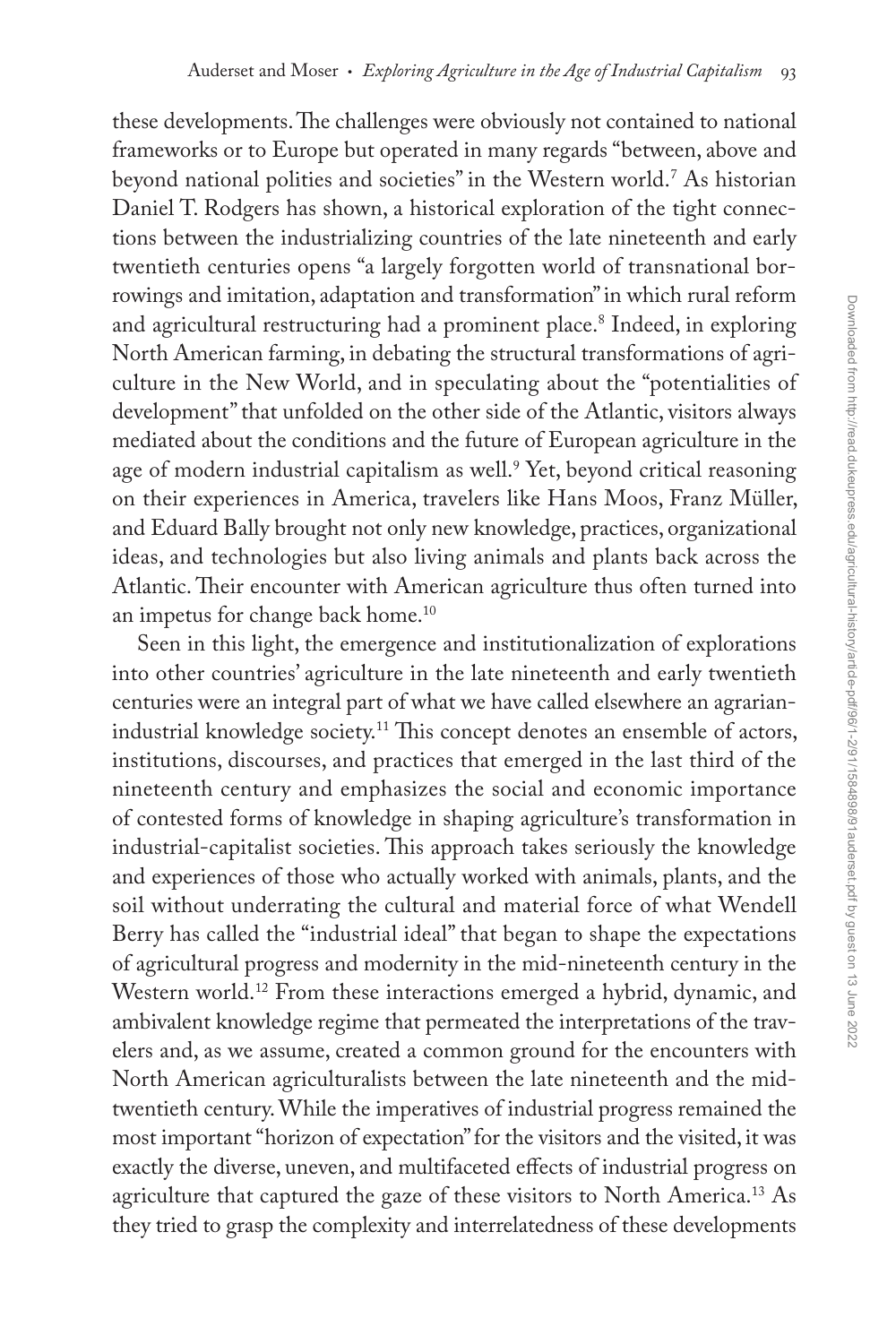these developments. The challenges were obviously not contained to national frameworks or to Europe but operated in many regards "between, above and beyond national polities and societies" in the Western world.[7] As historian Daniel T. Rodgers has shown, a historical exploration of the tight connections between the industrializing countries of the late nineteenth and early twentieth centuries opens "a largely forgotten world of transnational borrowings and imitation, adaptation and transformation" in which rural reform and agricultural restructuring had a prominent place.[8] Indeed, in exploring North American farming, in debating the structural transformations of agriculture in the New World, and in speculating about the "potentialities of development" that unfolded on the other side of the Atlantic, visitors always mediated about the conditions and the future of European agriculture in the age of modern industrial capitalism as well.[9] Yet, beyond critical reasoning on their experiences in America, travelers like Hans Moos, Franz Müller, and Eduard Bally brought not only new knowledge, practices, organizational ideas, and technologies but also living animals and plants back across the Atlantic. Their encounter with American agriculture thus often turned into an impetus for change back home.[10]

Seen in this light, the emergence and institutionalization of explorations into other countries' agriculture in the late nineteenth and early twentieth centuries were an integral part of what we have called elsewhere an agrarian-industrial knowledge society.[11] This concept denotes an ensemble of actors, institutions, discourses, and practices that emerged in the last third of the nineteenth century and emphasizes the social and economic importance of contested forms of knowledge in shaping agriculture's transformation in industrial-capitalist societies. This approach takes seriously the knowledge and experiences of those who actually worked with animals, plants, and the soil without underrating the cultural and material force of what Wendell Berry has called the "industrial ideal" that began to shape the expectations of agricultural progress and modernity in the mid-nineteenth century in the Western world.[12] From these interactions emerged a hybrid, dynamic, and ambivalent knowledge regime that permeated the interpretations of the travelers and, as we assume, created a common ground for the encounters with North American agriculturalists between the late nineteenth and the mid-twentieth century. While the imperatives of industrial progress remained the most important "horizon of expectation" for the visitors and the visited, it was exactly the diverse, uneven, and multifaceted effects of industrial progress on agriculture that captured the gaze of these visitors to North America.[13] As they tried to grasp the complexity and interrelatedness of these developments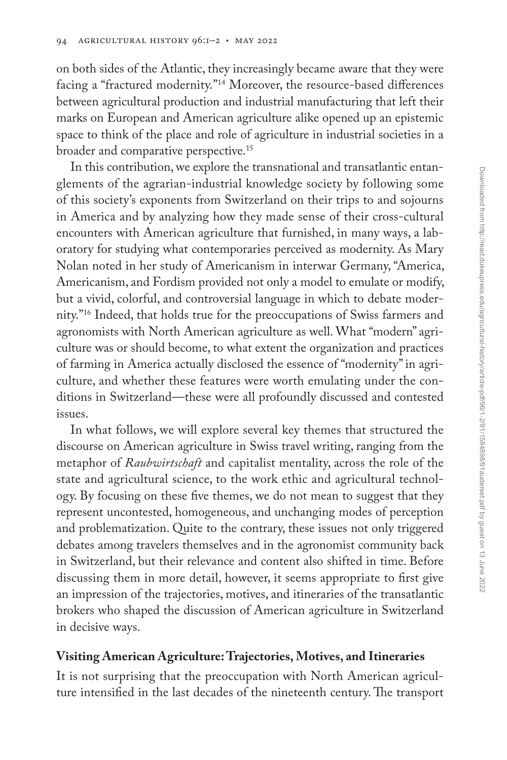on both sides of the Atlantic, they increasingly became aware that they were facing a "fractured modernity."[14] Moreover, the resource-based differences between agricultural production and industrial manufacturing that left their marks on European and American agriculture alike opened up an epistemic space to think of the place and role of agriculture in industrial societies in a broader and comparative perspective.[15]

In this contribution, we explore the transnational and transatlantic entanglements of the agrarian-industrial knowledge society by following some of this society's exponents from Switzerland on their trips to and sojourns in America and by analyzing how they made sense of their cross-cultural encounters with American agriculture that furnished, in many ways, a laboratory for studying what contemporaries perceived as modernity. As Mary Nolan noted in her study of Americanism in interwar Germany, "America, Americanism, and Fordism provided not only a model to emulate or modify, but a vivid, colorful, and controversial language in which to debate modernity."[16] Indeed, that holds true for the preoccupations of Swiss farmers and agronomists with North American agriculture as well. What "modern" agriculture was or should become, to what extent the organization and practices of farming in America actually disclosed the essence of "modernity" in agriculture, and whether these features were worth emulating under the conditions in Switzerland—these were all profoundly discussed and contested issues.

In what follows, we will explore several key themes that structured the discourse on American agriculture in Swiss travel writing, ranging from the metaphor of *Raubwirtschaft* and capitalist mentality, across the role of the state and agricultural science, to the work ethic and agricultural technology. By focusing on these five themes, we do not mean to suggest that they represent uncontested, homogeneous, and unchanging modes of perception and problematization. Quite to the contrary, these issues not only triggered debates among travelers themselves and in the agronomist community back in Switzerland, but their relevance and content also shifted in time. Before discussing them in more detail, however, it seems appropriate to first give an impression of the trajectories, motives, and itineraries of the transatlantic brokers who shaped the discussion of American agriculture in Switzerland in decisive ways.

## Visiting American Agriculture: Trajectories, Motives, and Itineraries

It is not surprising that the preoccupation with North American agriculture intensified in the last decades of the nineteenth century. The transport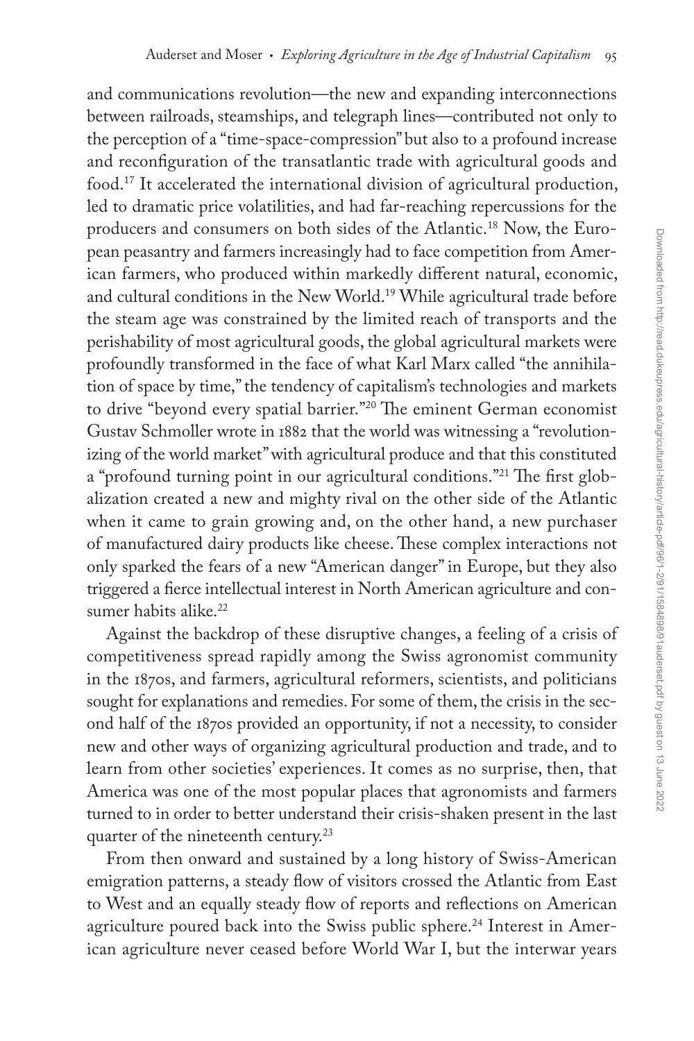and communications revolution—the new and expanding interconnections between railroads, steamships, and telegraph lines—contributed not only to the perception of a "time-space-compression" but also to a profound increase and reconfiguration of the transatlantic trade with agricultural goods and food.[17] It accelerated the international division of agricultural production, led to dramatic price volatilities, and had far-reaching repercussions for the producers and consumers on both sides of the Atlantic.[18] Now, the European peasantry and farmers increasingly had to face competition from American farmers, who produced within markedly different natural, economic, and cultural conditions in the New World.[19] While agricultural trade before the steam age was constrained by the limited reach of transports and the perishability of most agricultural goods, the global agricultural markets were profoundly transformed in the face of what Karl Marx called "the annihilation of space by time," the tendency of capitalism's technologies and markets to drive "beyond every spatial barrier."[20] The eminent German economist Gustav Schmoller wrote in 1882 that the world was witnessing a "revolutionizing of the world market" with agricultural produce and that this constituted a "profound turning point in our agricultural conditions."[21] The first globalization created a new and mighty rival on the other side of the Atlantic when it came to grain growing and, on the other hand, a new purchaser of manufactured dairy products like cheese. These complex interactions not only sparked the fears of a new "American danger" in Europe, but they also triggered a fierce intellectual interest in North American agriculture and consumer habits alike.[22]

Against the backdrop of these disruptive changes, a feeling of a crisis of competitiveness spread rapidly among the Swiss agronomist community in the 1870s, and farmers, agricultural reformers, scientists, and politicians sought for explanations and remedies. For some of them, the crisis in the second half of the 1870s provided an opportunity, if not a necessity, to consider new and other ways of organizing agricultural production and trade, and to learn from other societies' experiences. It comes as no surprise, then, that America was one of the most popular places that agronomists and farmers turned to in order to better understand their crisis-shaken present in the last quarter of the nineteenth century.[23]

From then onward and sustained by a long history of Swiss-American emigration patterns, a steady flow of visitors crossed the Atlantic from East to West and an equally steady flow of reports and reflections on American agriculture poured back into the Swiss public sphere.[24] Interest in American agriculture never ceased before World War I, but the interwar years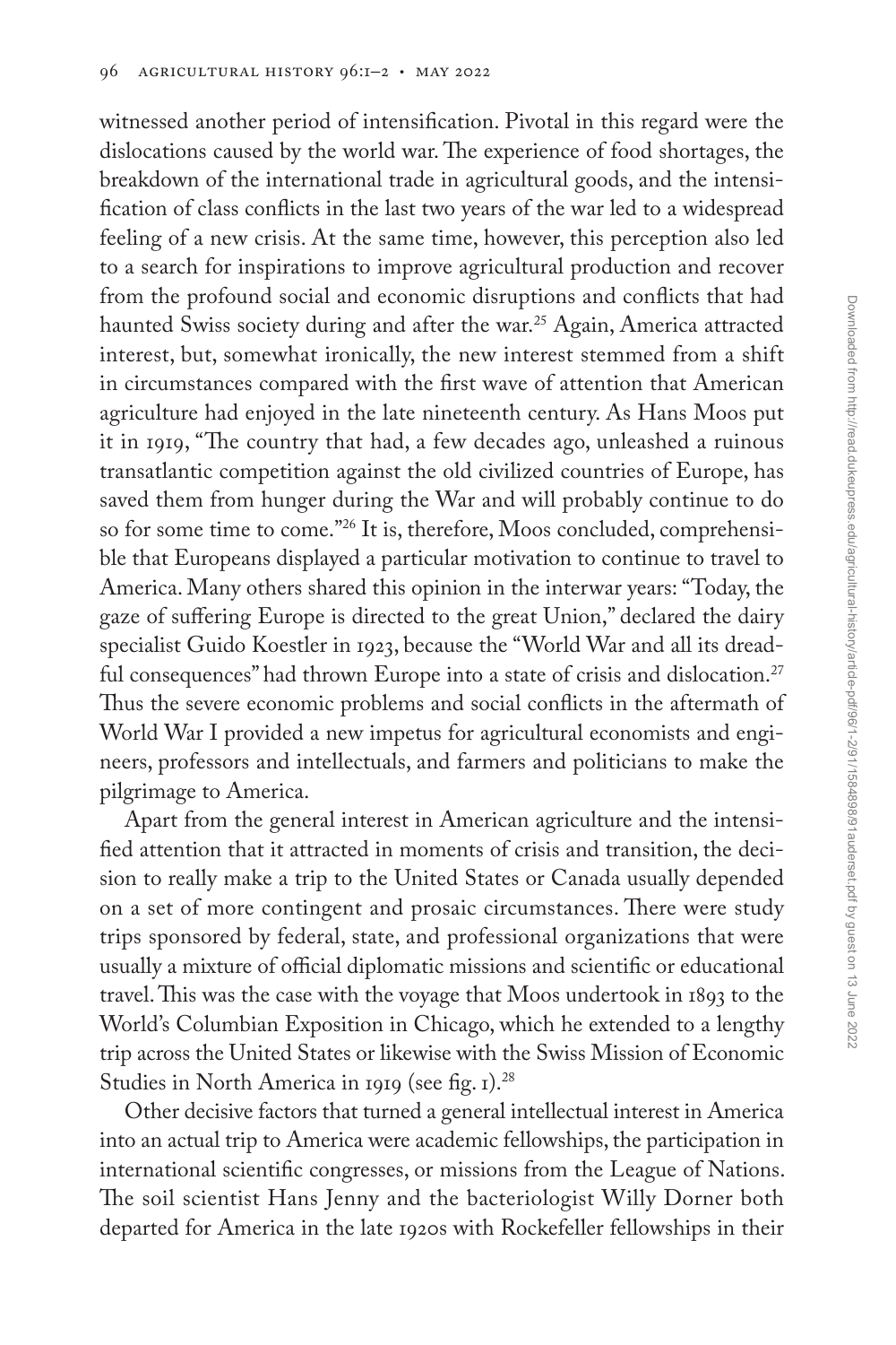witnessed another period of intensification. Pivotal in this regard were the dislocations caused by the world war. The experience of food shortages, the breakdown of the international trade in agricultural goods, and the intensification of class conflicts in the last two years of the war led to a widespread feeling of a new crisis. At the same time, however, this perception also led to a search for inspirations to improve agricultural production and recover from the profound social and economic disruptions and conflicts that had haunted Swiss society during and after the war.[25] Again, America attracted interest, but, somewhat ironically, the new interest stemmed from a shift in circumstances compared with the first wave of attention that American agriculture had enjoyed in the late nineteenth century. As Hans Moos put it in 1919, "The country that had, a few decades ago, unleashed a ruinous transatlantic competition against the old civilized countries of Europe, has saved them from hunger during the War and will probably continue to do so for some time to come."[26] It is, therefore, Moos concluded, comprehensible that Europeans displayed a particular motivation to continue to travel to America. Many others shared this opinion in the interwar years: "Today, the gaze of suffering Europe is directed to the great Union," declared the dairy specialist Guido Koestler in 1923, because the "World War and all its dreadful consequences" had thrown Europe into a state of crisis and dislocation.[27] Thus the severe economic problems and social conflicts in the aftermath of World War I provided a new impetus for agricultural economists and engineers, professors and intellectuals, and farmers and politicians to make the pilgrimage to America.

Apart from the general interest in American agriculture and the intensified attention that it attracted in moments of crisis and transition, the decision to really make a trip to the United States or Canada usually depended on a set of more contingent and prosaic circumstances. There were study trips sponsored by federal, state, and professional organizations that were usually a mixture of official diplomatic missions and scientific or educational travel. This was the case with the voyage that Moos undertook in 1893 to the World's Columbian Exposition in Chicago, which he extended to a lengthy trip across the United States or likewise with the Swiss Mission of Economic Studies in North America in 1919 (see fig. 1).[28]

Other decisive factors that turned a general intellectual interest in America into an actual trip to America were academic fellowships, the participation in international scientific congresses, or missions from the League of Nations. The soil scientist Hans Jenny and the bacteriologist Willy Dorner both departed for America in the late 1920s with Rockefeller fellowships in their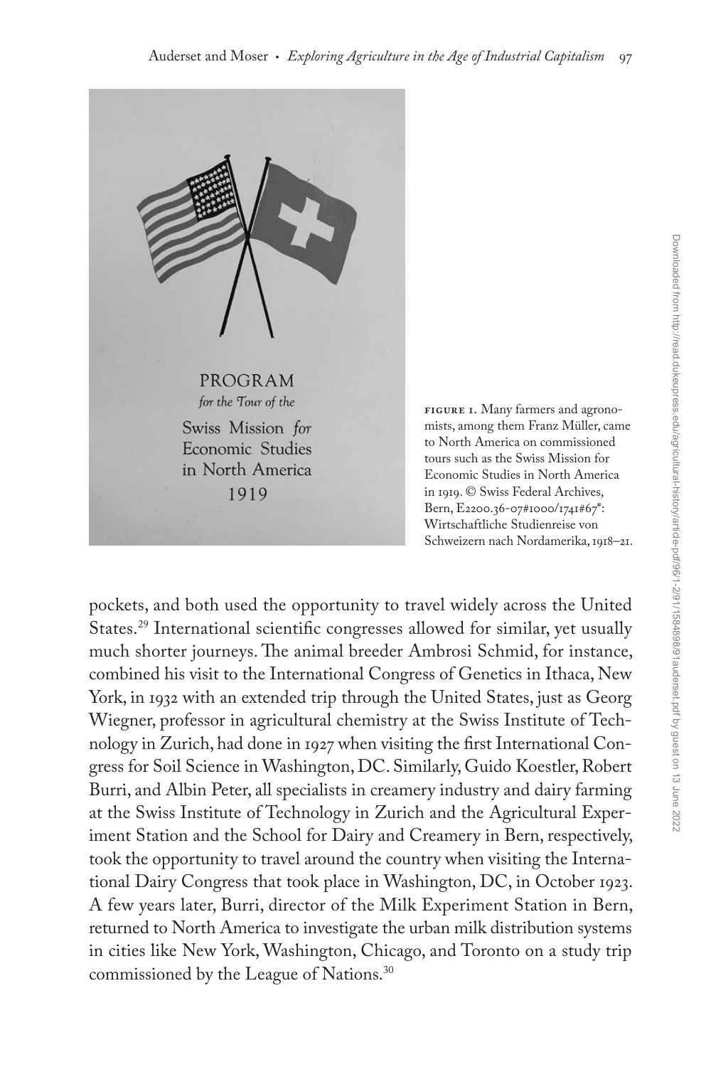PROGRAM
*for the Tour of the*
Swiss Mission *for* Economic Studies in North America
1919

**FIGURE 1.** Many farmers and agronomists, among them Franz Müller, came to North America on commissioned tours such as the Swiss Mission for Economic Studies in North America in 1919. © Swiss Federal Archives, Bern, E2200.36-07#1000/1741#67*: Wirtschaftliche Studienreise von Schweizern nach Nordamerika, 1918–21.

pockets, and both used the opportunity to travel widely across the United States.[29] International scientific congresses allowed for similar, yet usually much shorter journeys. The animal breeder Ambrosi Schmid, for instance, combined his visit to the International Congress of Genetics in Ithaca, New York, in 1932 with an extended trip through the United States, just as Georg Wiegner, professor in agricultural chemistry at the Swiss Institute of Technology in Zurich, had done in 1927 when visiting the first International Congress for Soil Science in Washington, DC. Similarly, Guido Koestler, Robert Burri, and Albin Peter, all specialists in creamery industry and dairy farming at the Swiss Institute of Technology in Zurich and the Agricultural Experiment Station and the School for Dairy and Creamery in Bern, respectively, took the opportunity to travel around the country when visiting the International Dairy Congress that took place in Washington, DC, in October 1923. A few years later, Burri, director of the Milk Experiment Station in Bern, returned to North America to investigate the urban milk distribution systems in cities like New York, Washington, Chicago, and Toronto on a study trip commissioned by the League of Nations.[30]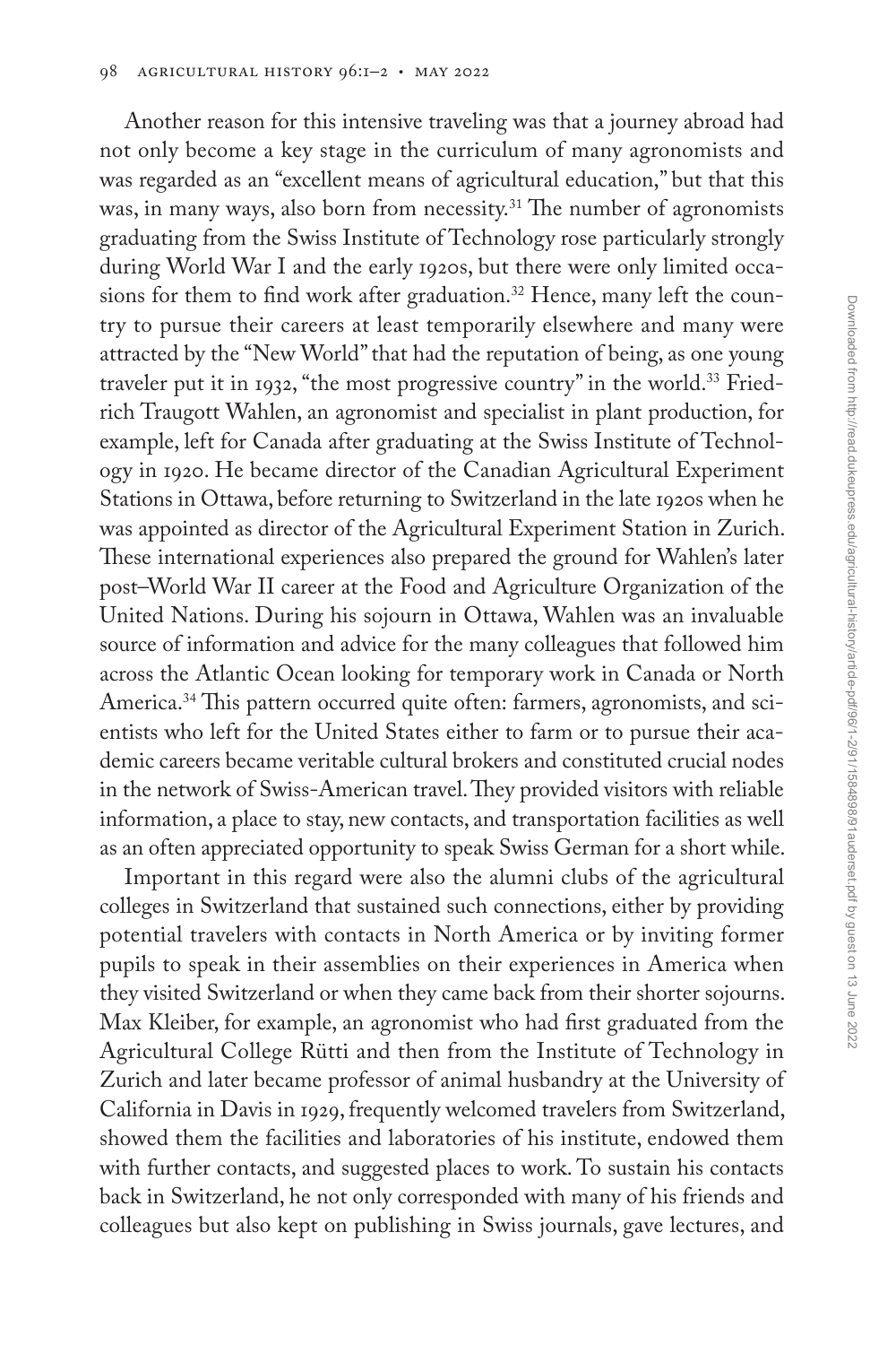Another reason for this intensive traveling was that a journey abroad had not only become a key stage in the curriculum of many agronomists and was regarded as an "excellent means of agricultural education," but that this was, in many ways, also born from necessity.[31] The number of agronomists graduating from the Swiss Institute of Technology rose particularly strongly during World War I and the early 1920s, but there were only limited occasions for them to find work after graduation.[32] Hence, many left the country to pursue their careers at least temporarily elsewhere and many were attracted by the "New World" that had the reputation of being, as one young traveler put it in 1932, "the most progressive country" in the world.[33] Friedrich Traugott Wahlen, an agronomist and specialist in plant production, for example, left for Canada after graduating at the Swiss Institute of Technology in 1920. He became director of the Canadian Agricultural Experiment Stations in Ottawa, before returning to Switzerland in the late 1920s when he was appointed as director of the Agricultural Experiment Station in Zurich. These international experiences also prepared the ground for Wahlen's later post–World War II career at the Food and Agriculture Organization of the United Nations. During his sojourn in Ottawa, Wahlen was an invaluable source of information and advice for the many colleagues that followed him across the Atlantic Ocean looking for temporary work in Canada or North America.[34] This pattern occurred quite often: farmers, agronomists, and scientists who left for the United States either to farm or to pursue their academic careers became veritable cultural brokers and constituted crucial nodes in the network of Swiss-American travel. They provided visitors with reliable information, a place to stay, new contacts, and transportation facilities as well as an often appreciated opportunity to speak Swiss German for a short while.

Important in this regard were also the alumni clubs of the agricultural colleges in Switzerland that sustained such connections, either by providing potential travelers with contacts in North America or by inviting former pupils to speak in their assemblies on their experiences in America when they visited Switzerland or when they came back from their shorter sojourns. Max Kleiber, for example, an agronomist who had first graduated from the Agricultural College Rütti and then from the Institute of Technology in Zurich and later became professor of animal husbandry at the University of California in Davis in 1929, frequently welcomed travelers from Switzerland, showed them the facilities and laboratories of his institute, endowed them with further contacts, and suggested places to work. To sustain his contacts back in Switzerland, he not only corresponded with many of his friends and colleagues but also kept on publishing in Swiss journals, gave lectures, and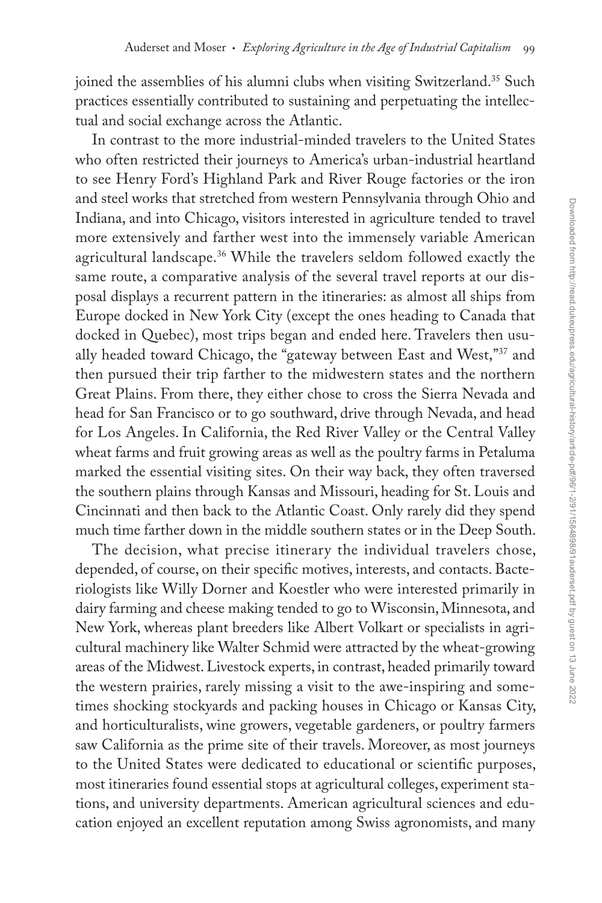joined the assemblies of his alumni clubs when visiting Switzerland.[35] Such practices essentially contributed to sustaining and perpetuating the intellectual and social exchange across the Atlantic.

In contrast to the more industrial-minded travelers to the United States who often restricted their journeys to America's urban-industrial heartland to see Henry Ford's Highland Park and River Rouge factories or the iron and steel works that stretched from western Pennsylvania through Ohio and Indiana, and into Chicago, visitors interested in agriculture tended to travel more extensively and farther west into the immensely variable American agricultural landscape.[36] While the travelers seldom followed exactly the same route, a comparative analysis of the several travel reports at our disposal displays a recurrent pattern in the itineraries: as almost all ships from Europe docked in New York City (except the ones heading to Canada that docked in Quebec), most trips began and ended here. Travelers then usually headed toward Chicago, the "gateway between East and West,"[37] and then pursued their trip farther to the midwestern states and the northern Great Plains. From there, they either chose to cross the Sierra Nevada and head for San Francisco or to go southward, drive through Nevada, and head for Los Angeles. In California, the Red River Valley or the Central Valley wheat farms and fruit growing areas as well as the poultry farms in Petaluma marked the essential visiting sites. On their way back, they often traversed the southern plains through Kansas and Missouri, heading for St. Louis and Cincinnati and then back to the Atlantic Coast. Only rarely did they spend much time farther down in the middle southern states or in the Deep South.

The decision, what precise itinerary the individual travelers chose, depended, of course, on their specific motives, interests, and contacts. Bacteriologists like Willy Dorner and Koestler who were interested primarily in dairy farming and cheese making tended to go to Wisconsin, Minnesota, and New York, whereas plant breeders like Albert Volkart or specialists in agricultural machinery like Walter Schmid were attracted by the wheat-growing areas of the Midwest. Livestock experts, in contrast, headed primarily toward the western prairies, rarely missing a visit to the awe-inspiring and sometimes shocking stockyards and packing houses in Chicago or Kansas City, and horticulturalists, wine growers, vegetable gardeners, or poultry farmers saw California as the prime site of their travels. Moreover, as most journeys to the United States were dedicated to educational or scientific purposes, most itineraries found essential stops at agricultural colleges, experiment stations, and university departments. American agricultural sciences and education enjoyed an excellent reputation among Swiss agronomists, and many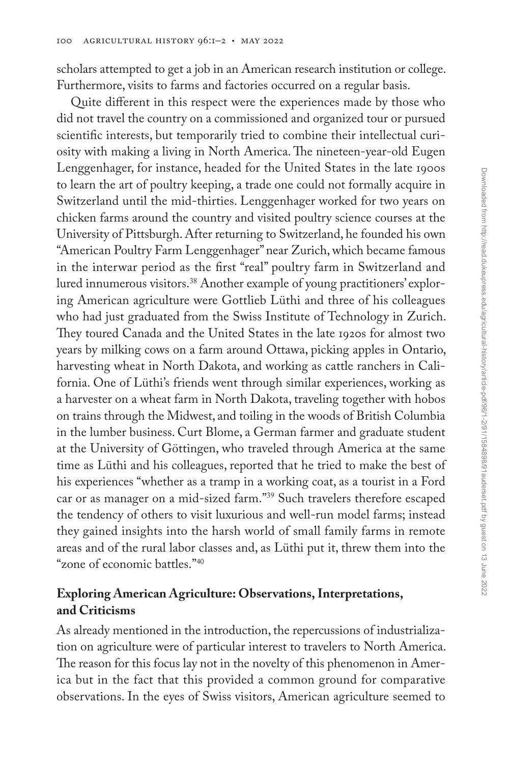scholars attempted to get a job in an American research institution or college. Furthermore, visits to farms and factories occurred on a regular basis.

Quite different in this respect were the experiences made by those who did not travel the country on a commissioned and organized tour or pursued scientific interests, but temporarily tried to combine their intellectual curiosity with making a living in North America. The nineteen-year-old Eugen Lenggenhager, for instance, headed for the United States in the late 1900s to learn the art of poultry keeping, a trade one could not formally acquire in Switzerland until the mid-thirties. Lenggenhager worked for two years on chicken farms around the country and visited poultry science courses at the University of Pittsburgh. After returning to Switzerland, he founded his own "American Poultry Farm Lenggenhager" near Zurich, which became famous in the interwar period as the first "real" poultry farm in Switzerland and lured innumerous visitors.[38] Another example of young practitioners' exploring American agriculture were Gottlieb Lüthi and three of his colleagues who had just graduated from the Swiss Institute of Technology in Zurich. They toured Canada and the United States in the late 1920s for almost two years by milking cows on a farm around Ottawa, picking apples in Ontario, harvesting wheat in North Dakota, and working as cattle ranchers in California. One of Lüthi's friends went through similar experiences, working as a harvester on a wheat farm in North Dakota, traveling together with hobos on trains through the Midwest, and toiling in the woods of British Columbia in the lumber business. Curt Blome, a German farmer and graduate student at the University of Göttingen, who traveled through America at the same time as Lüthi and his colleagues, reported that he tried to make the best of his experiences "whether as a tramp in a working coat, as a tourist in a Ford car or as manager on a mid-sized farm."[39] Such travelers therefore escaped the tendency of others to visit luxurious and well-run model farms; instead they gained insights into the harsh world of small family farms in remote areas and of the rural labor classes and, as Lüthi put it, threw them into the "zone of economic battles."[40]

## Exploring American Agriculture: Observations, Interpretations, and Criticisms

As already mentioned in the introduction, the repercussions of industrialization on agriculture were of particular interest to travelers to North America. The reason for this focus lay not in the novelty of this phenomenon in America but in the fact that this provided a common ground for comparative observations. In the eyes of Swiss visitors, American agriculture seemed to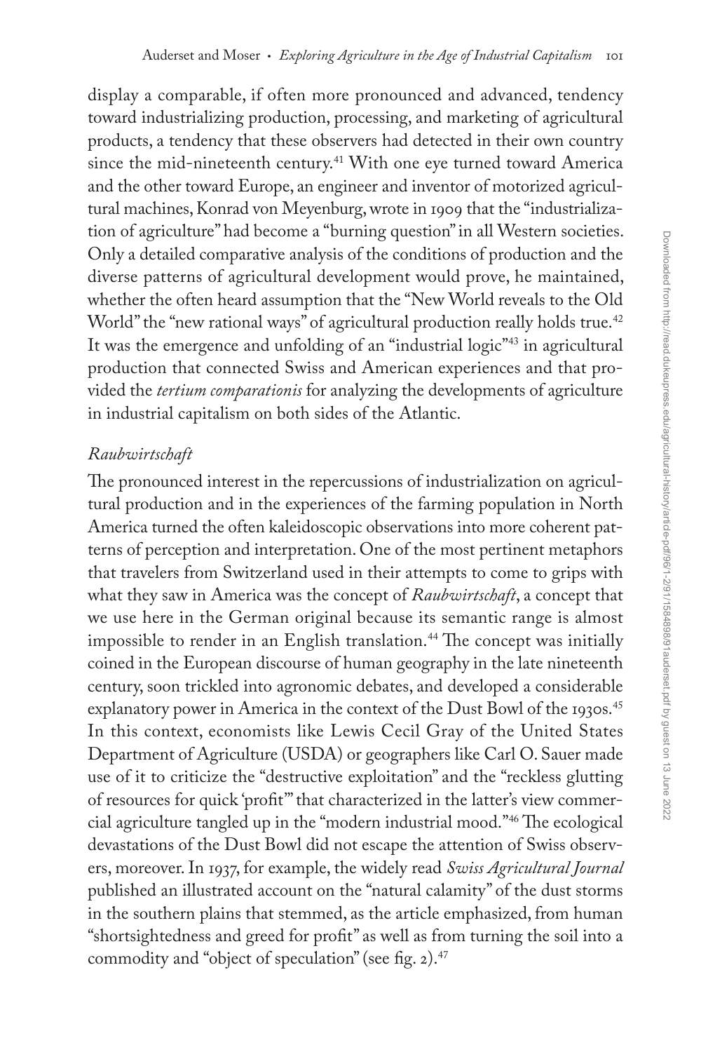display a comparable, if often more pronounced and advanced, tendency toward industrializing production, processing, and marketing of agricultural products, a tendency that these observers had detected in their own country since the mid-nineteenth century.[41] With one eye turned toward America and the other toward Europe, an engineer and inventor of motorized agricultural machines, Konrad von Meyenburg, wrote in 1909 that the "industrialization of agriculture" had become a "burning question" in all Western societies. Only a detailed comparative analysis of the conditions of production and the diverse patterns of agricultural development would prove, he maintained, whether the often heard assumption that the "New World reveals to the Old World" the "new rational ways" of agricultural production really holds true.[42] It was the emergence and unfolding of an "industrial logic"[43] in agricultural production that connected Swiss and American experiences and that provided the *tertium comparationis* for analyzing the developments of agriculture in industrial capitalism on both sides of the Atlantic.

## *Raubwirtschaft*

The pronounced interest in the repercussions of industrialization on agricultural production and in the experiences of the farming population in North America turned the often kaleidoscopic observations into more coherent patterns of perception and interpretation. One of the most pertinent metaphors that travelers from Switzerland used in their attempts to come to grips with what they saw in America was the concept of *Raubwirtschaft*, a concept that we use here in the German original because its semantic range is almost impossible to render in an English translation.[44] The concept was initially coined in the European discourse of human geography in the late nineteenth century, soon trickled into agronomic debates, and developed a considerable explanatory power in America in the context of the Dust Bowl of the 1930s.[45] In this context, economists like Lewis Cecil Gray of the United States Department of Agriculture (USDA) or geographers like Carl O. Sauer made use of it to criticize the "destructive exploitation" and the "reckless glutting of resources for quick 'profit'" that characterized in the latter's view commercial agriculture tangled up in the "modern industrial mood."[46] The ecological devastations of the Dust Bowl did not escape the attention of Swiss observers, moreover. In 1937, for example, the widely read *Swiss Agricultural Journal* published an illustrated account on the "natural calamity" of the dust storms in the southern plains that stemmed, as the article emphasized, from human "shortsightedness and greed for profit" as well as from turning the soil into a commodity and "object of speculation" (see fig. 2).[47]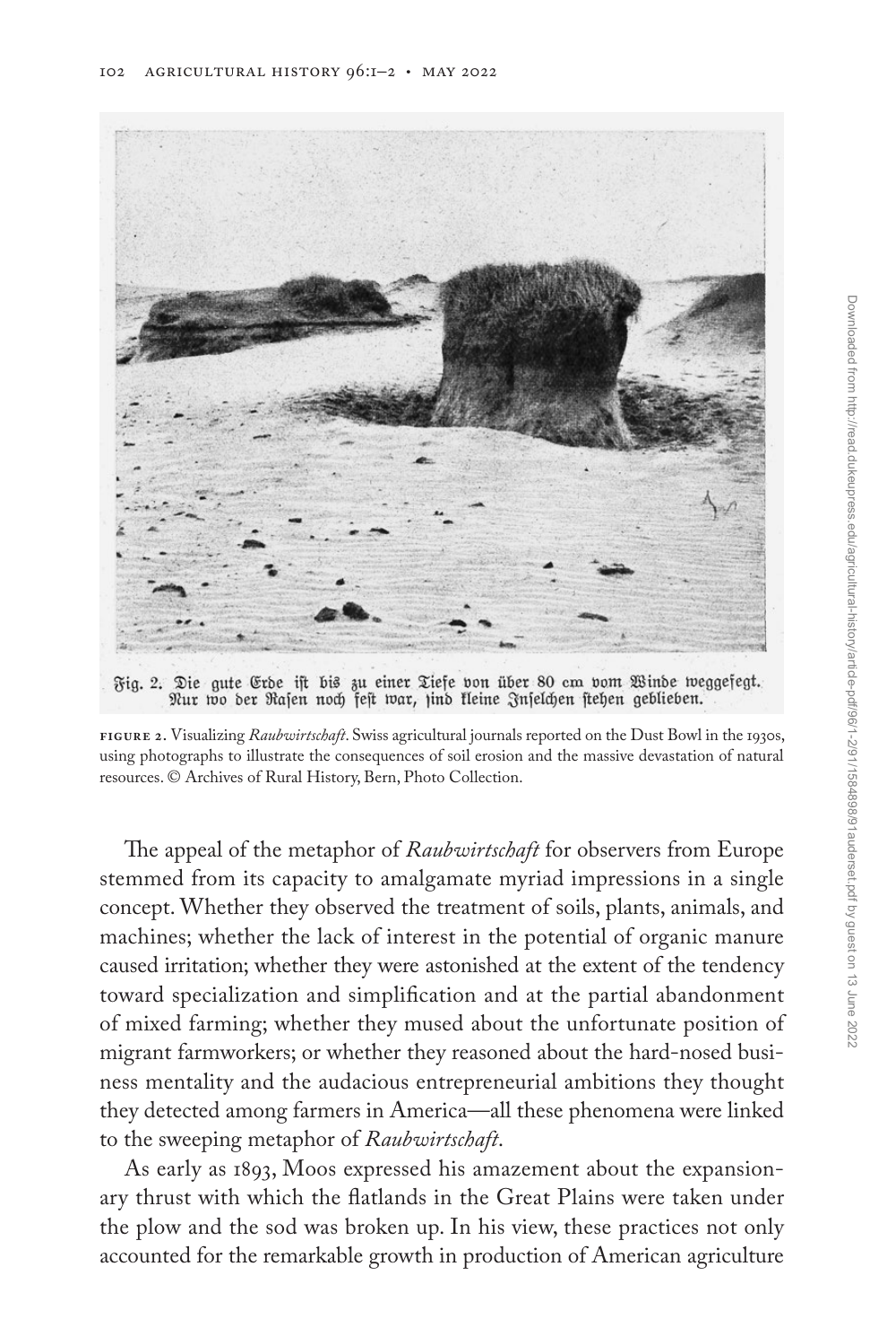Fig. 2. Die gute Erde ist bis zu einer Tiefe von über 80 cm vom Winde weggefegt. Nur wo der Rasen noch fest war, sind kleine Inselchen stehen geblieben.

**FIGURE 2.** Visualizing *Raubwirtschaft*. Swiss agricultural journals reported on the Dust Bowl in the 1930s, using photographs to illustrate the consequences of soil erosion and the massive devastation of natural resources. © Archives of Rural History, Bern, Photo Collection.

The appeal of the metaphor of *Raubwirtschaft* for observers from Europe stemmed from its capacity to amalgamate myriad impressions in a single concept. Whether they observed the treatment of soils, plants, animals, and machines; whether the lack of interest in the potential of organic manure caused irritation; whether they were astonished at the extent of the tendency toward specialization and simplification and at the partial abandonment of mixed farming; whether they mused about the unfortunate position of migrant farmworkers; or whether they reasoned about the hard-nosed business mentality and the audacious entrepreneurial ambitions they thought they detected among farmers in America—all these phenomena were linked to the sweeping metaphor of *Raubwirtschaft*.

As early as 1893, Moos expressed his amazement about the expansionary thrust with which the flatlands in the Great Plains were taken under the plow and the sod was broken up. In his view, these practices not only accounted for the remarkable growth in production of American agriculture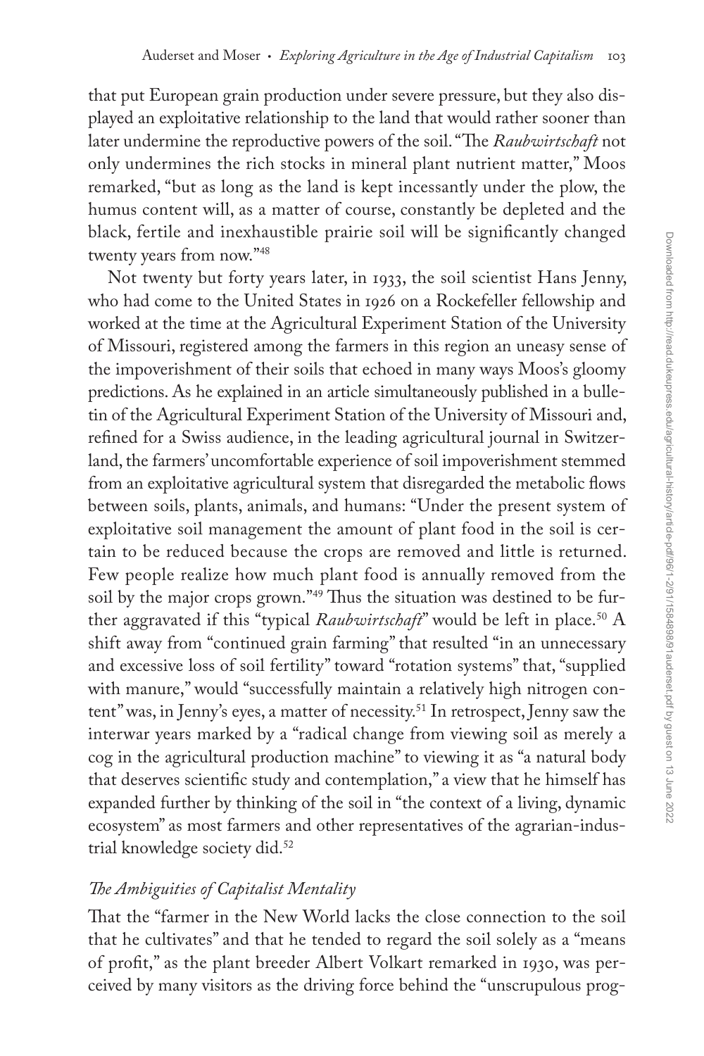that put European grain production under severe pressure, but they also displayed an exploitative relationship to the land that would rather sooner than later undermine the reproductive powers of the soil. "The *Raubwirtschaft* not only undermines the rich stocks in mineral plant nutrient matter," Moos remarked, "but as long as the land is kept incessantly under the plow, the humus content will, as a matter of course, constantly be depleted and the black, fertile and inexhaustible prairie soil will be significantly changed twenty years from now."[48]

Not twenty but forty years later, in 1933, the soil scientist Hans Jenny, who had come to the United States in 1926 on a Rockefeller fellowship and worked at the time at the Agricultural Experiment Station of the University of Missouri, registered among the farmers in this region an uneasy sense of the impoverishment of their soils that echoed in many ways Moos's gloomy predictions. As he explained in an article simultaneously published in a bulletin of the Agricultural Experiment Station of the University of Missouri and, refined for a Swiss audience, in the leading agricultural journal in Switzerland, the farmers' uncomfortable experience of soil impoverishment stemmed from an exploitative agricultural system that disregarded the metabolic flows between soils, plants, animals, and humans: "Under the present system of exploitative soil management the amount of plant food in the soil is certain to be reduced because the crops are removed and little is returned. Few people realize how much plant food is annually removed from the soil by the major crops grown."[49] Thus the situation was destined to be further aggravated if this "typical *Raubwirtschaft*" would be left in place.[50] A shift away from "continued grain farming" that resulted "in an unnecessary and excessive loss of soil fertility" toward "rotation systems" that, "supplied with manure," would "successfully maintain a relatively high nitrogen content" was, in Jenny's eyes, a matter of necessity.[51] In retrospect, Jenny saw the interwar years marked by a "radical change from viewing soil as merely a cog in the agricultural production machine" to viewing it as "a natural body that deserves scientific study and contemplation," a view that he himself has expanded further by thinking of the soil in "the context of a living, dynamic ecosystem" as most farmers and other representatives of the agrarian-industrial knowledge society did.[52]

## *The Ambiguities of Capitalist Mentality*

That the "farmer in the New World lacks the close connection to the soil that he cultivates" and that he tended to regard the soil solely as a "means of profit," as the plant breeder Albert Volkart remarked in 1930, was perceived by many visitors as the driving force behind the "unscrupulous prog-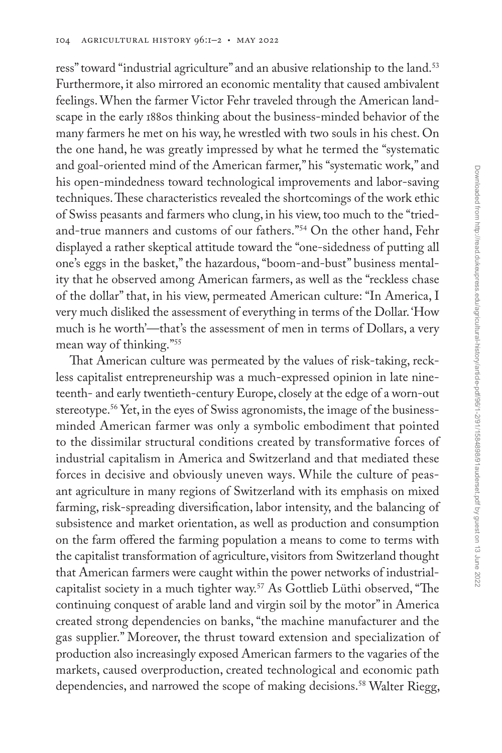ress" toward "industrial agriculture" and an abusive relationship to the land.[53] Furthermore, it also mirrored an economic mentality that caused ambivalent feelings. When the farmer Victor Fehr traveled through the American landscape in the early 1880s thinking about the business-minded behavior of the many farmers he met on his way, he wrestled with two souls in his chest. On the one hand, he was greatly impressed by what he termed the "systematic and goal-oriented mind of the American farmer," his "systematic work," and his open-mindedness toward technological improvements and labor-saving techniques. These characteristics revealed the shortcomings of the work ethic of Swiss peasants and farmers who clung, in his view, too much to the "tried-and-true manners and customs of our fathers."[54] On the other hand, Fehr displayed a rather skeptical attitude toward the "one-sidedness of putting all one's eggs in the basket," the hazardous, "boom-and-bust" business mentality that he observed among American farmers, as well as the "reckless chase of the dollar" that, in his view, permeated American culture: "In America, I very much disliked the assessment of everything in terms of the Dollar. 'How much is he worth'—that's the assessment of men in terms of Dollars, a very mean way of thinking."[55]

That American culture was permeated by the values of risk-taking, reckless capitalist entrepreneurship was a much-expressed opinion in late nineteenth- and early twentieth-century Europe, closely at the edge of a worn-out stereotype.[56] Yet, in the eyes of Swiss agronomists, the image of the business-minded American farmer was only a symbolic embodiment that pointed to the dissimilar structural conditions created by transformative forces of industrial capitalism in America and Switzerland and that mediated these forces in decisive and obviously uneven ways. While the culture of peasant agriculture in many regions of Switzerland with its emphasis on mixed farming, risk-spreading diversification, labor intensity, and the balancing of subsistence and market orientation, as well as production and consumption on the farm offered the farming population a means to come to terms with the capitalist transformation of agriculture, visitors from Switzerland thought that American farmers were caught within the power networks of industrial-capitalist society in a much tighter way.[57] As Gottlieb Lüthi observed, "The continuing conquest of arable land and virgin soil by the motor" in America created strong dependencies on banks, "the machine manufacturer and the gas supplier." Moreover, the thrust toward extension and specialization of production also increasingly exposed American farmers to the vagaries of the markets, caused overproduction, created technological and economic path dependencies, and narrowed the scope of making decisions.[58] Walter Riegg,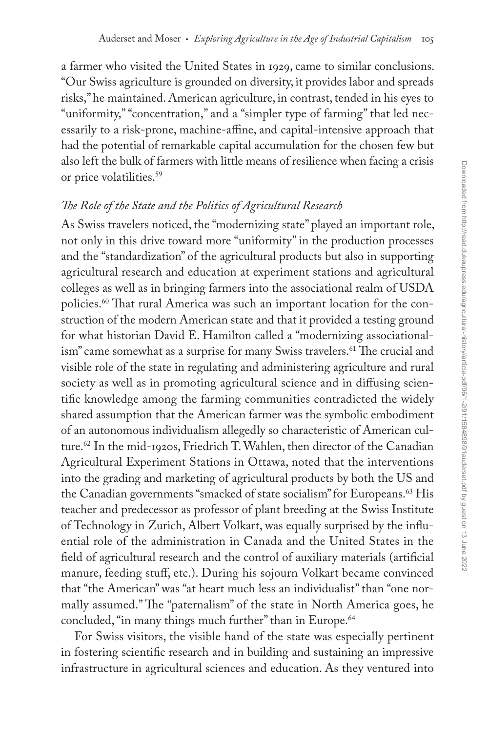a farmer who visited the United States in 1929, came to similar conclusions. "Our Swiss agriculture is grounded on diversity, it provides labor and spreads risks," he maintained. American agriculture, in contrast, tended in his eyes to "uniformity," "concentration," and a "simpler type of farming" that led necessarily to a risk-prone, machine-affine, and capital-intensive approach that had the potential of remarkable capital accumulation for the chosen few but also left the bulk of farmers with little means of resilience when facing a crisis or price volatilities.[59]

### *The Role of the State and the Politics of Agricultural Research*

As Swiss travelers noticed, the "modernizing state" played an important role, not only in this drive toward more "uniformity" in the production processes and the "standardization" of the agricultural products but also in supporting agricultural research and education at experiment stations and agricultural colleges as well as in bringing farmers into the associational realm of USDA policies.[60] That rural America was such an important location for the construction of the modern American state and that it provided a testing ground for what historian David E. Hamilton called a "modernizing associationalism" came somewhat as a surprise for many Swiss travelers.[61] The crucial and visible role of the state in regulating and administering agriculture and rural society as well as in promoting agricultural science and in diffusing scientific knowledge among the farming communities contradicted the widely shared assumption that the American farmer was the symbolic embodiment of an autonomous individualism allegedly so characteristic of American culture.[62] In the mid-1920s, Friedrich T. Wahlen, then director of the Canadian Agricultural Experiment Stations in Ottawa, noted that the interventions into the grading and marketing of agricultural products by both the US and the Canadian governments "smacked of state socialism" for Europeans.[63] His teacher and predecessor as professor of plant breeding at the Swiss Institute of Technology in Zurich, Albert Volkart, was equally surprised by the influential role of the administration in Canada and the United States in the field of agricultural research and the control of auxiliary materials (artificial manure, feeding stuff, etc.). During his sojourn Volkart became convinced that "the American" was "at heart much less an individualist" than "one normally assumed." The "paternalism" of the state in North America goes, he concluded, "in many things much further" than in Europe.[64]

For Swiss visitors, the visible hand of the state was especially pertinent in fostering scientific research and in building and sustaining an impressive infrastructure in agricultural sciences and education. As they ventured into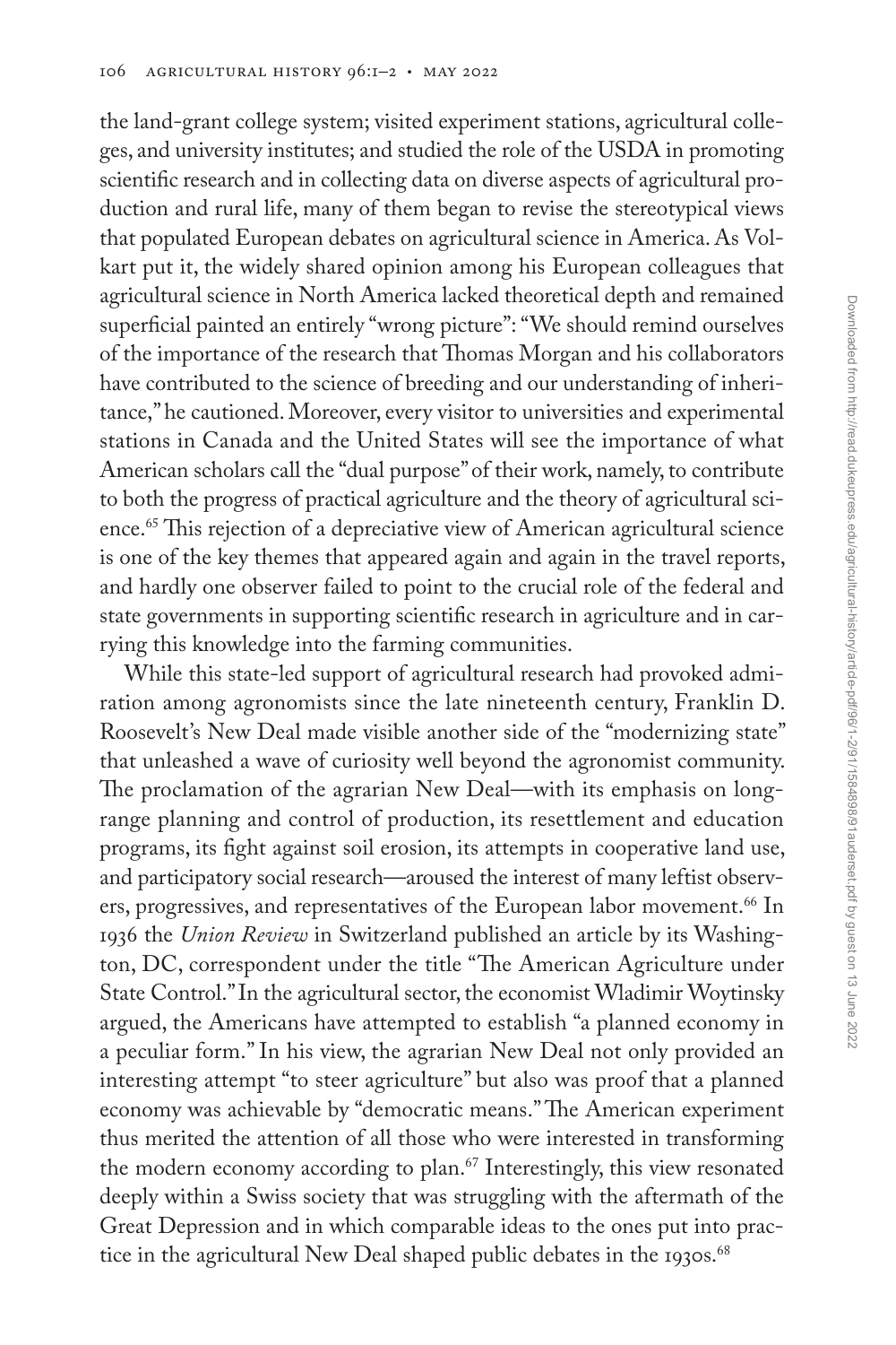the land-grant college system; visited experiment stations, agricultural colleges, and university institutes; and studied the role of the USDA in promoting scientific research and in collecting data on diverse aspects of agricultural production and rural life, many of them began to revise the stereotypical views that populated European debates on agricultural science in America. As Volkart put it, the widely shared opinion among his European colleagues that agricultural science in North America lacked theoretical depth and remained superficial painted an entirely "wrong picture": "We should remind ourselves of the importance of the research that Thomas Morgan and his collaborators have contributed to the science of breeding and our understanding of inheritance," he cautioned. Moreover, every visitor to universities and experimental stations in Canada and the United States will see the importance of what American scholars call the "dual purpose" of their work, namely, to contribute to both the progress of practical agriculture and the theory of agricultural science.[65] This rejection of a depreciative view of American agricultural science is one of the key themes that appeared again and again in the travel reports, and hardly one observer failed to point to the crucial role of the federal and state governments in supporting scientific research in agriculture and in carrying this knowledge into the farming communities.

While this state-led support of agricultural research had provoked admiration among agronomists since the late nineteenth century, Franklin D. Roosevelt's New Deal made visible another side of the "modernizing state" that unleashed a wave of curiosity well beyond the agronomist community. The proclamation of the agrarian New Deal—with its emphasis on long-range planning and control of production, its resettlement and education programs, its fight against soil erosion, its attempts in cooperative land use, and participatory social research—aroused the interest of many leftist observers, progressives, and representatives of the European labor movement.[66] In 1936 the *Union Review* in Switzerland published an article by its Washington, DC, correspondent under the title "The American Agriculture under State Control." In the agricultural sector, the economist Wladimir Woytinsky argued, the Americans have attempted to establish "a planned economy in a peculiar form." In his view, the agrarian New Deal not only provided an interesting attempt "to steer agriculture" but also was proof that a planned economy was achievable by "democratic means." The American experiment thus merited the attention of all those who were interested in transforming the modern economy according to plan.[67] Interestingly, this view resonated deeply within a Swiss society that was struggling with the aftermath of the Great Depression and in which comparable ideas to the ones put into practice in the agricultural New Deal shaped public debates in the 1930s.[68]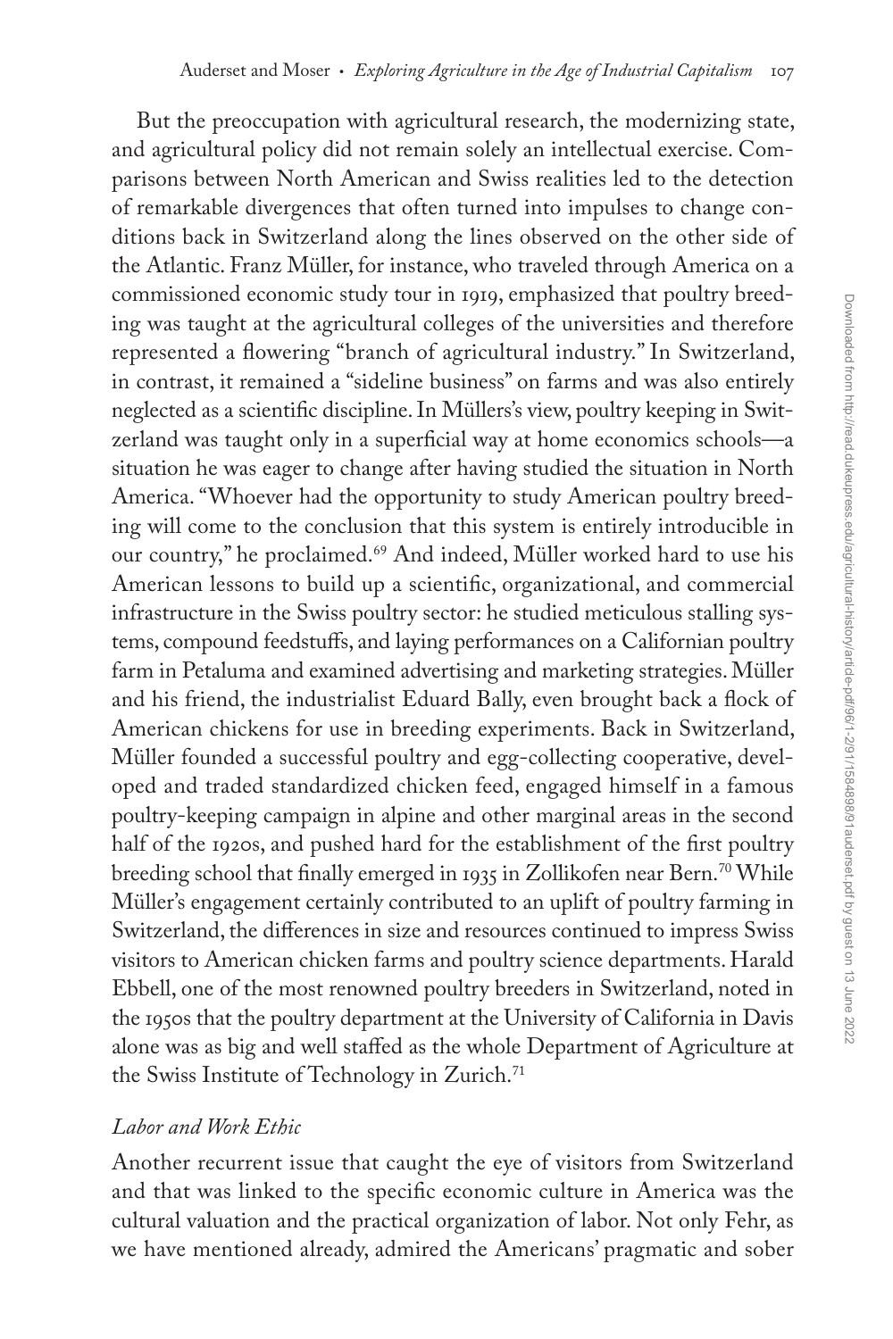But the preoccupation with agricultural research, the modernizing state, and agricultural policy did not remain solely an intellectual exercise. Comparisons between North American and Swiss realities led to the detection of remarkable divergences that often turned into impulses to change conditions back in Switzerland along the lines observed on the other side of the Atlantic. Franz Müller, for instance, who traveled through America on a commissioned economic study tour in 1919, emphasized that poultry breeding was taught at the agricultural colleges of the universities and therefore represented a flowering "branch of agricultural industry." In Switzerland, in contrast, it remained a "sideline business" on farms and was also entirely neglected as a scientific discipline. In Müllers's view, poultry keeping in Switzerland was taught only in a superficial way at home economics schools—a situation he was eager to change after having studied the situation in North America. "Whoever had the opportunity to study American poultry breeding will come to the conclusion that this system is entirely introducible in our country," he proclaimed.[69] And indeed, Müller worked hard to use his American lessons to build up a scientific, organizational, and commercial infrastructure in the Swiss poultry sector: he studied meticulous stalling systems, compound feedstuffs, and laying performances on a Californian poultry farm in Petaluma and examined advertising and marketing strategies. Müller and his friend, the industrialist Eduard Bally, even brought back a flock of American chickens for use in breeding experiments. Back in Switzerland, Müller founded a successful poultry and egg-collecting cooperative, developed and traded standardized chicken feed, engaged himself in a famous poultry-keeping campaign in alpine and other marginal areas in the second half of the 1920s, and pushed hard for the establishment of the first poultry breeding school that finally emerged in 1935 in Zollikofen near Bern.[70] While Müller's engagement certainly contributed to an uplift of poultry farming in Switzerland, the differences in size and resources continued to impress Swiss visitors to American chicken farms and poultry science departments. Harald Ebbell, one of the most renowned poultry breeders in Switzerland, noted in the 1950s that the poultry department at the University of California in Davis alone was as big and well staffed as the whole Department of Agriculture at the Swiss Institute of Technology in Zurich.[71]

### *Labor and Work Ethic*

Another recurrent issue that caught the eye of visitors from Switzerland and that was linked to the specific economic culture in America was the cultural valuation and the practical organization of labor. Not only Fehr, as we have mentioned already, admired the Americans' pragmatic and sober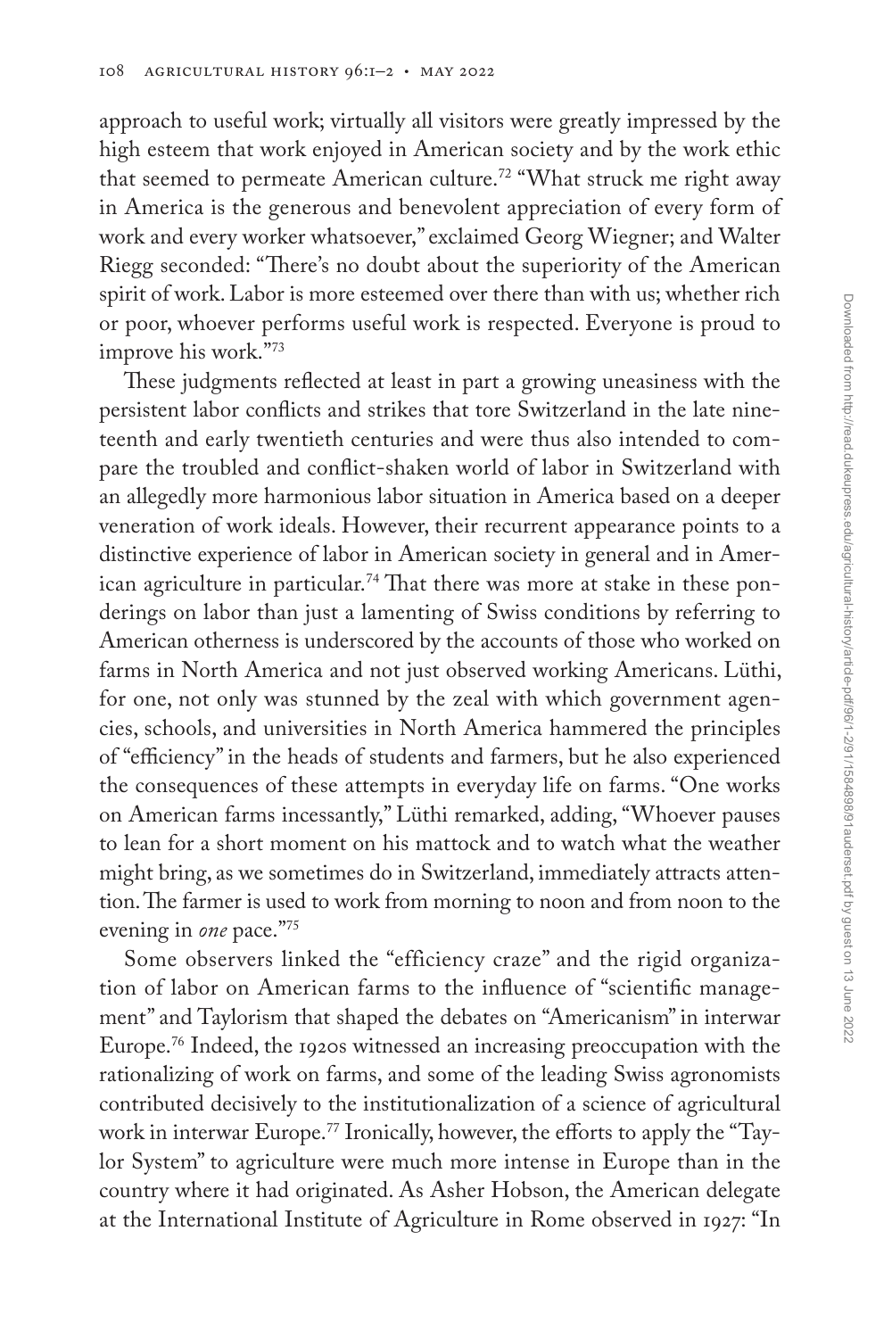approach to useful work; virtually all visitors were greatly impressed by the high esteem that work enjoyed in American society and by the work ethic that seemed to permeate American culture.[72] "What struck me right away in America is the generous and benevolent appreciation of every form of work and every worker whatsoever," exclaimed Georg Wiegner; and Walter Riegg seconded: "There's no doubt about the superiority of the American spirit of work. Labor is more esteemed over there than with us; whether rich or poor, whoever performs useful work is respected. Everyone is proud to improve his work."[73]

These judgments reflected at least in part a growing uneasiness with the persistent labor conflicts and strikes that tore Switzerland in the late nineteenth and early twentieth centuries and were thus also intended to compare the troubled and conflict-shaken world of labor in Switzerland with an allegedly more harmonious labor situation in America based on a deeper veneration of work ideals. However, their recurrent appearance points to a distinctive experience of labor in American society in general and in American agriculture in particular.[74] That there was more at stake in these ponderings on labor than just a lamenting of Swiss conditions by referring to American otherness is underscored by the accounts of those who worked on farms in North America and not just observed working Americans. Lüthi, for one, not only was stunned by the zeal with which government agencies, schools, and universities in North America hammered the principles of "efficiency" in the heads of students and farmers, but he also experienced the consequences of these attempts in everyday life on farms. "One works on American farms incessantly," Lüthi remarked, adding, "Whoever pauses to lean for a short moment on his mattock and to watch what the weather might bring, as we sometimes do in Switzerland, immediately attracts attention. The farmer is used to work from morning to noon and from noon to the evening in *one* pace."[75]

Some observers linked the "efficiency craze" and the rigid organization of labor on American farms to the influence of "scientific management" and Taylorism that shaped the debates on "Americanism" in interwar Europe.[76] Indeed, the 1920s witnessed an increasing preoccupation with the rationalizing of work on farms, and some of the leading Swiss agronomists contributed decisively to the institutionalization of a science of agricultural work in interwar Europe.[77] Ironically, however, the efforts to apply the "Taylor System" to agriculture were much more intense in Europe than in the country where it had originated. As Asher Hobson, the American delegate at the International Institute of Agriculture in Rome observed in 1927: "In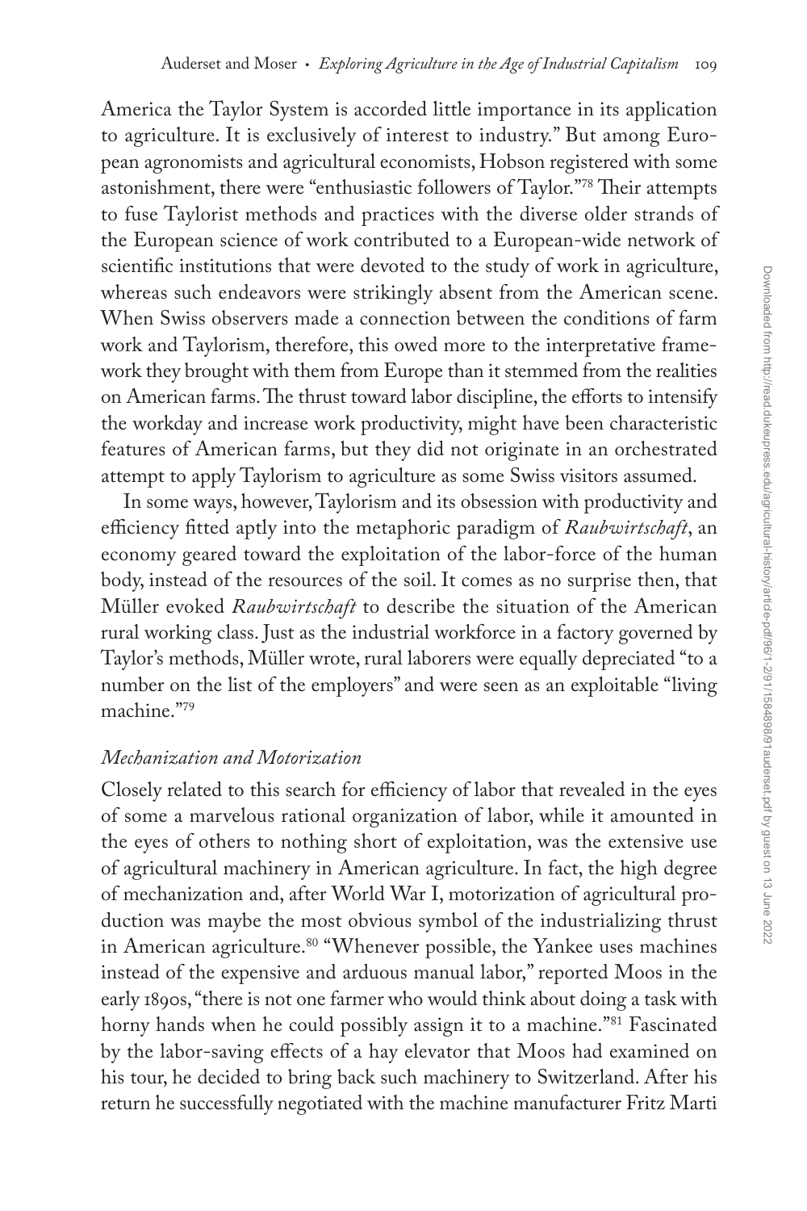America the Taylor System is accorded little importance in its application to agriculture. It is exclusively of interest to industry." But among European agronomists and agricultural economists, Hobson registered with some astonishment, there were "enthusiastic followers of Taylor."[78] Their attempts to fuse Taylorist methods and practices with the diverse older strands of the European science of work contributed to a European-wide network of scientific institutions that were devoted to the study of work in agriculture, whereas such endeavors were strikingly absent from the American scene. When Swiss observers made a connection between the conditions of farm work and Taylorism, therefore, this owed more to the interpretative framework they brought with them from Europe than it stemmed from the realities on American farms. The thrust toward labor discipline, the efforts to intensify the workday and increase work productivity, might have been characteristic features of American farms, but they did not originate in an orchestrated attempt to apply Taylorism to agriculture as some Swiss visitors assumed.

In some ways, however, Taylorism and its obsession with productivity and efficiency fitted aptly into the metaphoric paradigm of *Raubwirtschaft*, an economy geared toward the exploitation of the labor-force of the human body, instead of the resources of the soil. It comes as no surprise then, that Müller evoked *Raubwirtschaft* to describe the situation of the American rural working class. Just as the industrial workforce in a factory governed by Taylor's methods, Müller wrote, rural laborers were equally depreciated "to a number on the list of the employers" and were seen as an exploitable "living machine."[79]

### *Mechanization and Motorization*

Closely related to this search for efficiency of labor that revealed in the eyes of some a marvelous rational organization of labor, while it amounted in the eyes of others to nothing short of exploitation, was the extensive use of agricultural machinery in American agriculture. In fact, the high degree of mechanization and, after World War I, motorization of agricultural production was maybe the most obvious symbol of the industrializing thrust in American agriculture.[80] "Whenever possible, the Yankee uses machines instead of the expensive and arduous manual labor," reported Moos in the early 1890s, "there is not one farmer who would think about doing a task with horny hands when he could possibly assign it to a machine."[81] Fascinated by the labor-saving effects of a hay elevator that Moos had examined on his tour, he decided to bring back such machinery to Switzerland. After his return he successfully negotiated with the machine manufacturer Fritz Marti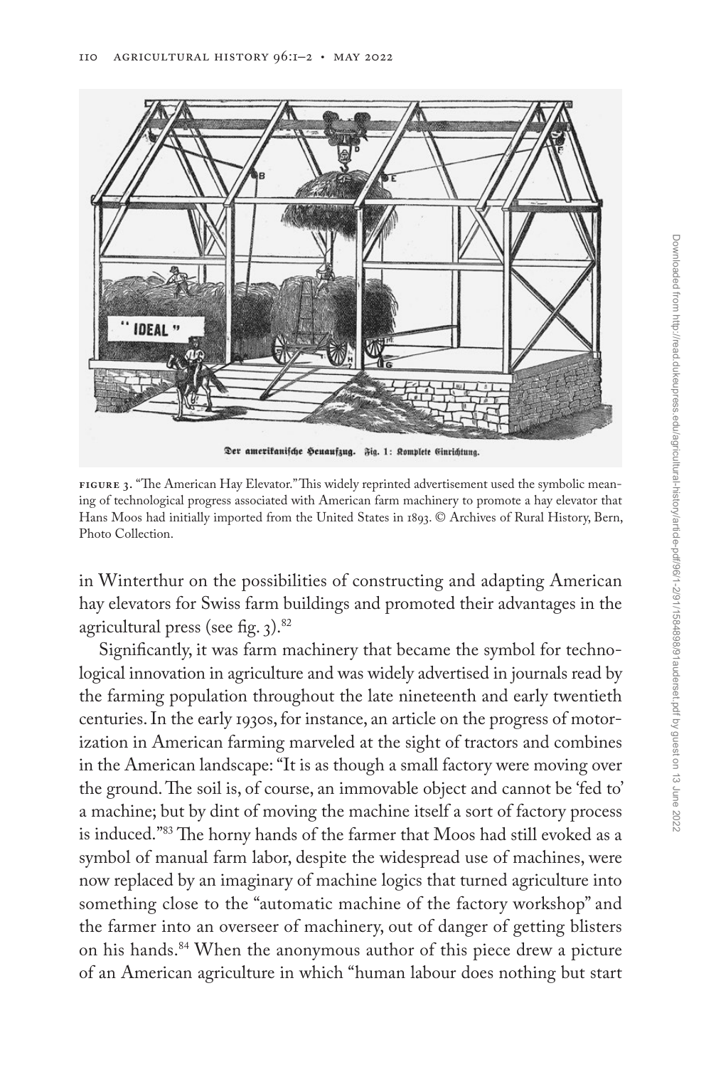Der amerikanische Heuaufzug. Fig. 1: Komplete Einrichtung.

FIGURE 3. "The American Hay Elevator." This widely reprinted advertisement used the symbolic meaning of technological progress associated with American farm machinery to promote a hay elevator that Hans Moos had initially imported from the United States in 1893. © Archives of Rural History, Bern, Photo Collection.

in Winterthur on the possibilities of constructing and adapting American hay elevators for Swiss farm buildings and promoted their advantages in the agricultural press (see fig. 3).[82]

Significantly, it was farm machinery that became the symbol for technological innovation in agriculture and was widely advertised in journals read by the farming population throughout the late nineteenth and early twentieth centuries. In the early 1930s, for instance, an article on the progress of motorization in American farming marveled at the sight of tractors and combines in the American landscape: "It is as though a small factory were moving over the ground. The soil is, of course, an immovable object and cannot be 'fed to' a machine; but by dint of moving the machine itself a sort of factory process is induced."[83] The horny hands of the farmer that Moos had still evoked as a symbol of manual farm labor, despite the widespread use of machines, were now replaced by an imaginary of machine logics that turned agriculture into something close to the "automatic machine of the factory workshop" and the farmer into an overseer of machinery, out of danger of getting blisters on his hands.[84] When the anonymous author of this piece drew a picture of an American agriculture in which "human labour does nothing but start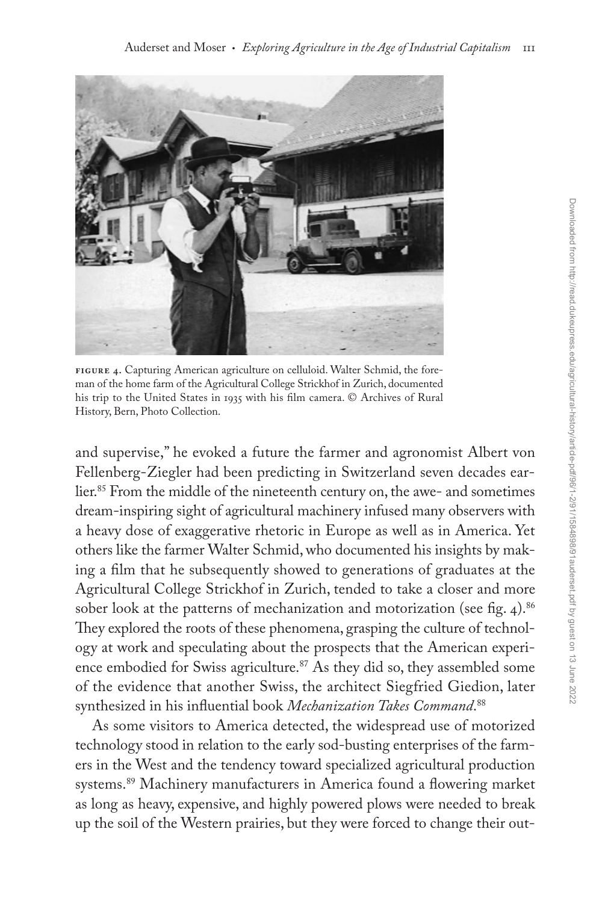FIGURE 4. Capturing American agriculture on celluloid. Walter Schmid, the foreman of the home farm of the Agricultural College Strickhof in Zurich, documented his trip to the United States in 1935 with his film camera. © Archives of Rural History, Bern, Photo Collection.

and supervise," he evoked a future the farmer and agronomist Albert von Fellenberg-Ziegler had been predicting in Switzerland seven decades earlier.[85] From the middle of the nineteenth century on, the awe- and sometimes dream-inspiring sight of agricultural machinery infused many observers with a heavy dose of exaggerative rhetoric in Europe as well as in America. Yet others like the farmer Walter Schmid, who documented his insights by making a film that he subsequently showed to generations of graduates at the Agricultural College Strickhof in Zurich, tended to take a closer and more sober look at the patterns of mechanization and motorization (see fig. 4).[86] They explored the roots of these phenomena, grasping the culture of technology at work and speculating about the prospects that the American experience embodied for Swiss agriculture.[87] As they did so, they assembled some of the evidence that another Swiss, the architect Siegfried Giedion, later synthesized in his influential book *Mechanization Takes Command*.[88]

As some visitors to America detected, the widespread use of motorized technology stood in relation to the early sod-busting enterprises of the farmers in the West and the tendency toward specialized agricultural production systems.[89] Machinery manufacturers in America found a flowering market as long as heavy, expensive, and highly powered plows were needed to break up the soil of the Western prairies, but they were forced to change their out-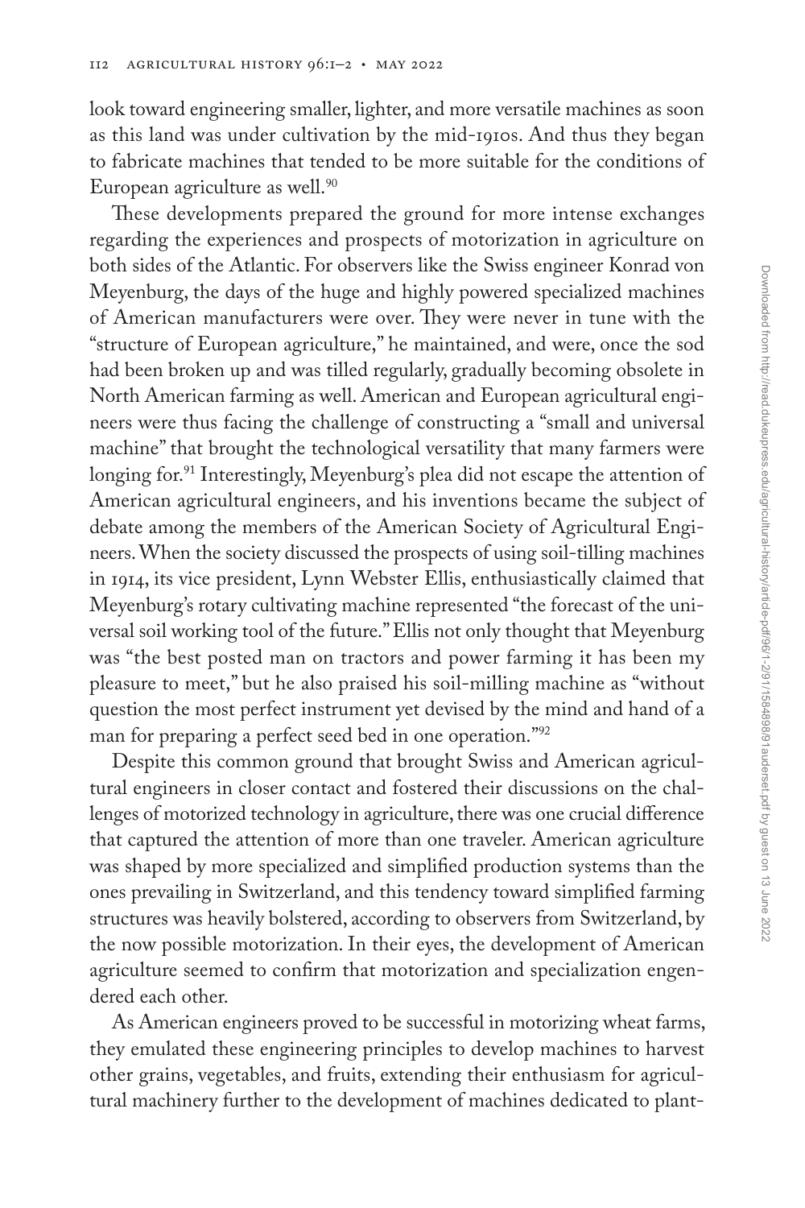look toward engineering smaller, lighter, and more versatile machines as soon as this land was under cultivation by the mid-1910s. And thus they began to fabricate machines that tended to be more suitable for the conditions of European agriculture as well.[90]

These developments prepared the ground for more intense exchanges regarding the experiences and prospects of motorization in agriculture on both sides of the Atlantic. For observers like the Swiss engineer Konrad von Meyenburg, the days of the huge and highly powered specialized machines of American manufacturers were over. They were never in tune with the "structure of European agriculture," he maintained, and were, once the sod had been broken up and was tilled regularly, gradually becoming obsolete in North American farming as well. American and European agricultural engineers were thus facing the challenge of constructing a "small and universal machine" that brought the technological versatility that many farmers were longing for.[91] Interestingly, Meyenburg's plea did not escape the attention of American agricultural engineers, and his inventions became the subject of debate among the members of the American Society of Agricultural Engineers. When the society discussed the prospects of using soil-tilling machines in 1914, its vice president, Lynn Webster Ellis, enthusiastically claimed that Meyenburg's rotary cultivating machine represented "the forecast of the universal soil working tool of the future." Ellis not only thought that Meyenburg was "the best posted man on tractors and power farming it has been my pleasure to meet," but he also praised his soil-milling machine as "without question the most perfect instrument yet devised by the mind and hand of a man for preparing a perfect seed bed in one operation."[92]

Despite this common ground that brought Swiss and American agricultural engineers in closer contact and fostered their discussions on the challenges of motorized technology in agriculture, there was one crucial difference that captured the attention of more than one traveler. American agriculture was shaped by more specialized and simplified production systems than the ones prevailing in Switzerland, and this tendency toward simplified farming structures was heavily bolstered, according to observers from Switzerland, by the now possible motorization. In their eyes, the development of American agriculture seemed to confirm that motorization and specialization engendered each other.

As American engineers proved to be successful in motorizing wheat farms, they emulated these engineering principles to develop machines to harvest other grains, vegetables, and fruits, extending their enthusiasm for agricultural machinery further to the development of machines dedicated to plant-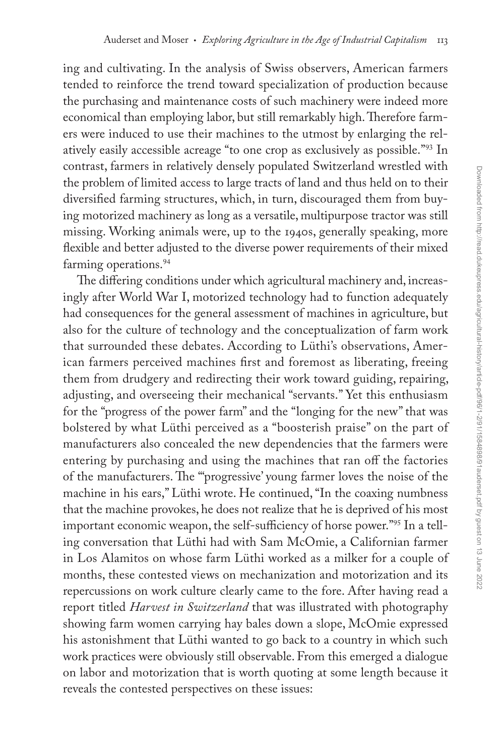ing and cultivating. In the analysis of Swiss observers, American farmers tended to reinforce the trend toward specialization of production because the purchasing and maintenance costs of such machinery were indeed more economical than employing labor, but still remarkably high. Therefore farmers were induced to use their machines to the utmost by enlarging the relatively easily accessible acreage "to one crop as exclusively as possible."[93] In contrast, farmers in relatively densely populated Switzerland wrestled with the problem of limited access to large tracts of land and thus held on to their diversified farming structures, which, in turn, discouraged them from buying motorized machinery as long as a versatile, multipurpose tractor was still missing. Working animals were, up to the 1940s, generally speaking, more flexible and better adjusted to the diverse power requirements of their mixed farming operations.[94]

The differing conditions under which agricultural machinery and, increasingly after World War I, motorized technology had to function adequately had consequences for the general assessment of machines in agriculture, but also for the culture of technology and the conceptualization of farm work that surrounded these debates. According to Lüthi's observations, American farmers perceived machines first and foremost as liberating, freeing them from drudgery and redirecting their work toward guiding, repairing, adjusting, and overseeing their mechanical "servants." Yet this enthusiasm for the "progress of the power farm" and the "longing for the new" that was bolstered by what Lüthi perceived as a "boosterish praise" on the part of manufacturers also concealed the new dependencies that the farmers were entering by purchasing and using the machines that ran off the factories of the manufacturers. The "'progressive' young farmer loves the noise of the machine in his ears," Lüthi wrote. He continued, "In the coaxing numbness that the machine provokes, he does not realize that he is deprived of his most important economic weapon, the self-sufficiency of horse power."[95] In a telling conversation that Lüthi had with Sam McOmie, a Californian farmer in Los Alamitos on whose farm Lüthi worked as a milker for a couple of months, these contested views on mechanization and motorization and its repercussions on work culture clearly came to the fore. After having read a report titled *Harvest in Switzerland* that was illustrated with photography showing farm women carrying hay bales down a slope, McOmie expressed his astonishment that Lüthi wanted to go back to a country in which such work practices were obviously still observable. From this emerged a dialogue on labor and motorization that is worth quoting at some length because it reveals the contested perspectives on these issues: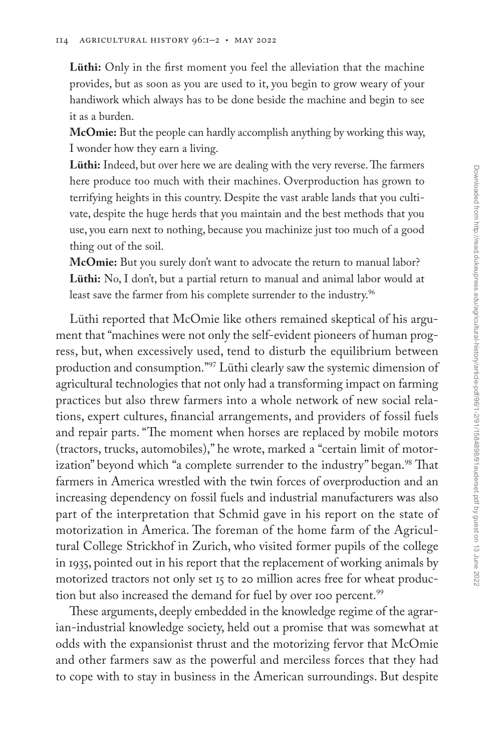**Lüthi:** Only in the first moment you feel the alleviation that the machine provides, but as soon as you are used to it, you begin to grow weary of your handiwork which always has to be done beside the machine and begin to see it as a burden.

**McOmie:** But the people can hardly accomplish anything by working this way, I wonder how they earn a living.

**Lüthi:** Indeed, but over here we are dealing with the very reverse. The farmers here produce too much with their machines. Overproduction has grown to terrifying heights in this country. Despite the vast arable lands that you cultivate, despite the huge herds that you maintain and the best methods that you use, you earn next to nothing, because you machinize just too much of a good thing out of the soil.

**McOmie:** But you surely don't want to advocate the return to manual labor?

**Lüthi:** No, I don't, but a partial return to manual and animal labor would at least save the farmer from his complete surrender to the industry.[96]

Lüthi reported that McOmie like others remained skeptical of his argument that "machines were not only the self-evident pioneers of human progress, but, when excessively used, tend to disturb the equilibrium between production and consumption."[97] Lüthi clearly saw the systemic dimension of agricultural technologies that not only had a transforming impact on farming practices but also threw farmers into a whole network of new social relations, expert cultures, financial arrangements, and providers of fossil fuels and repair parts. "The moment when horses are replaced by mobile motors (tractors, trucks, automobiles)," he wrote, marked a "certain limit of motorization" beyond which "a complete surrender to the industry" began.[98] That farmers in America wrestled with the twin forces of overproduction and an increasing dependency on fossil fuels and industrial manufacturers was also part of the interpretation that Schmid gave in his report on the state of motorization in America. The foreman of the home farm of the Agricultural College Strickhof in Zurich, who visited former pupils of the college in 1935, pointed out in his report that the replacement of working animals by motorized tractors not only set 15 to 20 million acres free for wheat production but also increased the demand for fuel by over 100 percent.[99]

These arguments, deeply embedded in the knowledge regime of the agrarian-industrial knowledge society, held out a promise that was somewhat at odds with the expansionist thrust and the motorizing fervor that McOmie and other farmers saw as the powerful and merciless forces that they had to cope with to stay in business in the American surroundings. But despite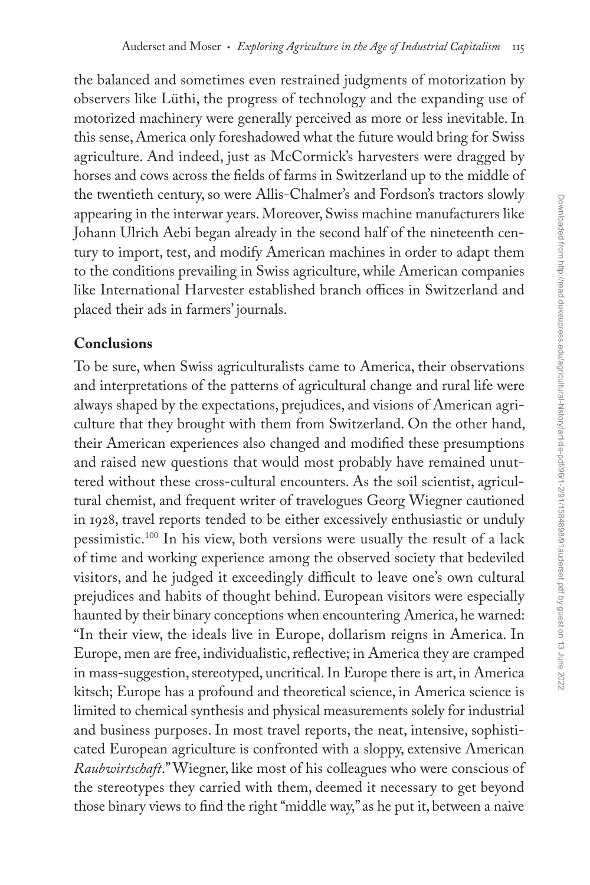the balanced and sometimes even restrained judgments of motorization by observers like Lüthi, the progress of technology and the expanding use of motorized machinery were generally perceived as more or less inevitable. In this sense, America only foreshadowed what the future would bring for Swiss agriculture. And indeed, just as McCormick's harvesters were dragged by horses and cows across the fields of farms in Switzerland up to the middle of the twentieth century, so were Allis-Chalmer's and Fordson's tractors slowly appearing in the interwar years. Moreover, Swiss machine manufacturers like Johann Ulrich Aebi began already in the second half of the nineteenth century to import, test, and modify American machines in order to adapt them to the conditions prevailing in Swiss agriculture, while American companies like International Harvester established branch offices in Switzerland and placed their ads in farmers' journals.

## Conclusions

To be sure, when Swiss agriculturalists came to America, their observations and interpretations of the patterns of agricultural change and rural life were always shaped by the expectations, prejudices, and visions of American agriculture that they brought with them from Switzerland. On the other hand, their American experiences also changed and modified these presumptions and raised new questions that would most probably have remained unuttered without these cross-cultural encounters. As the soil scientist, agricultural chemist, and frequent writer of travelogues Georg Wiegner cautioned in 1928, travel reports tended to be either excessively enthusiastic or unduly pessimistic.[100] In his view, both versions were usually the result of a lack of time and working experience among the observed society that bedeviled visitors, and he judged it exceedingly difficult to leave one's own cultural prejudices and habits of thought behind. European visitors were especially haunted by their binary conceptions when encountering America, he warned: "In their view, the ideals live in Europe, dollarism reigns in America. In Europe, men are free, individualistic, reflective; in America they are cramped in mass-suggestion, stereotyped, uncritical. In Europe there is art, in America kitsch; Europe has a profound and theoretical science, in America science is limited to chemical synthesis and physical measurements solely for industrial and business purposes. In most travel reports, the neat, intensive, sophisticated European agriculture is confronted with a sloppy, extensive American *Raubwirtschaft*." Wiegner, like most of his colleagues who were conscious of the stereotypes they carried with them, deemed it necessary to get beyond those binary views to find the right "middle way," as he put it, between a naive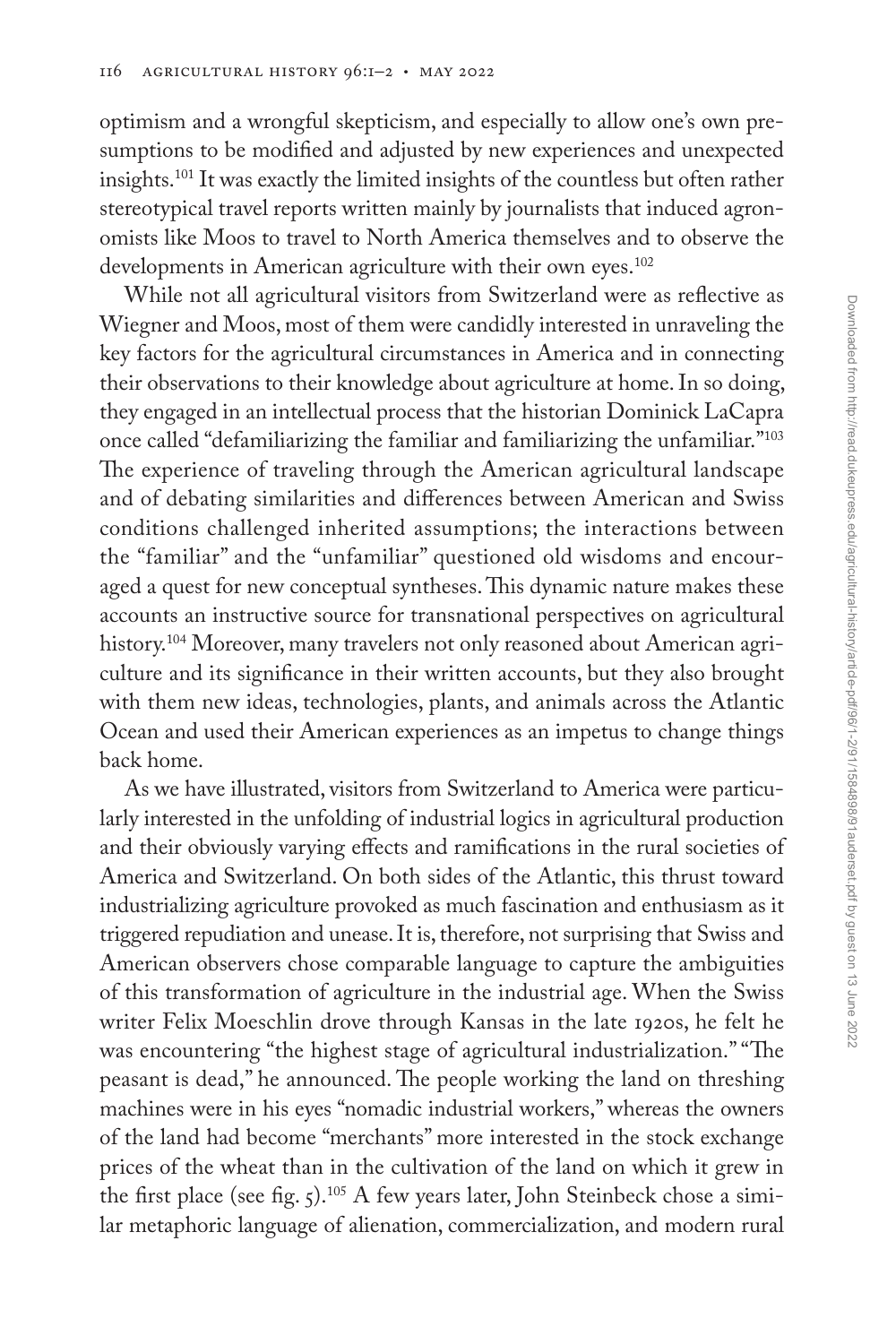optimism and a wrongful skepticism, and especially to allow one's own presumptions to be modified and adjusted by new experiences and unexpected insights.[101] It was exactly the limited insights of the countless but often rather stereotypical travel reports written mainly by journalists that induced agronomists like Moos to travel to North America themselves and to observe the developments in American agriculture with their own eyes.[102]

While not all agricultural visitors from Switzerland were as reflective as Wiegner and Moos, most of them were candidly interested in unraveling the key factors for the agricultural circumstances in America and in connecting their observations to their knowledge about agriculture at home. In so doing, they engaged in an intellectual process that the historian Dominick LaCapra once called "defamiliarizing the familiar and familiarizing the unfamiliar."[103] The experience of traveling through the American agricultural landscape and of debating similarities and differences between American and Swiss conditions challenged inherited assumptions; the interactions between the "familiar" and the "unfamiliar" questioned old wisdoms and encouraged a quest for new conceptual syntheses. This dynamic nature makes these accounts an instructive source for transnational perspectives on agricultural history.[104] Moreover, many travelers not only reasoned about American agriculture and its significance in their written accounts, but they also brought with them new ideas, technologies, plants, and animals across the Atlantic Ocean and used their American experiences as an impetus to change things back home.

As we have illustrated, visitors from Switzerland to America were particularly interested in the unfolding of industrial logics in agricultural production and their obviously varying effects and ramifications in the rural societies of America and Switzerland. On both sides of the Atlantic, this thrust toward industrializing agriculture provoked as much fascination and enthusiasm as it triggered repudiation and unease. It is, therefore, not surprising that Swiss and American observers chose comparable language to capture the ambiguities of this transformation of agriculture in the industrial age. When the Swiss writer Felix Moeschlin drove through Kansas in the late 1920s, he felt he was encountering "the highest stage of agricultural industrialization." "The peasant is dead," he announced. The people working the land on threshing machines were in his eyes "nomadic industrial workers," whereas the owners of the land had become "merchants" more interested in the stock exchange prices of the wheat than in the cultivation of the land on which it grew in the first place (see fig. 5).[105] A few years later, John Steinbeck chose a similar metaphoric language of alienation, commercialization, and modern rural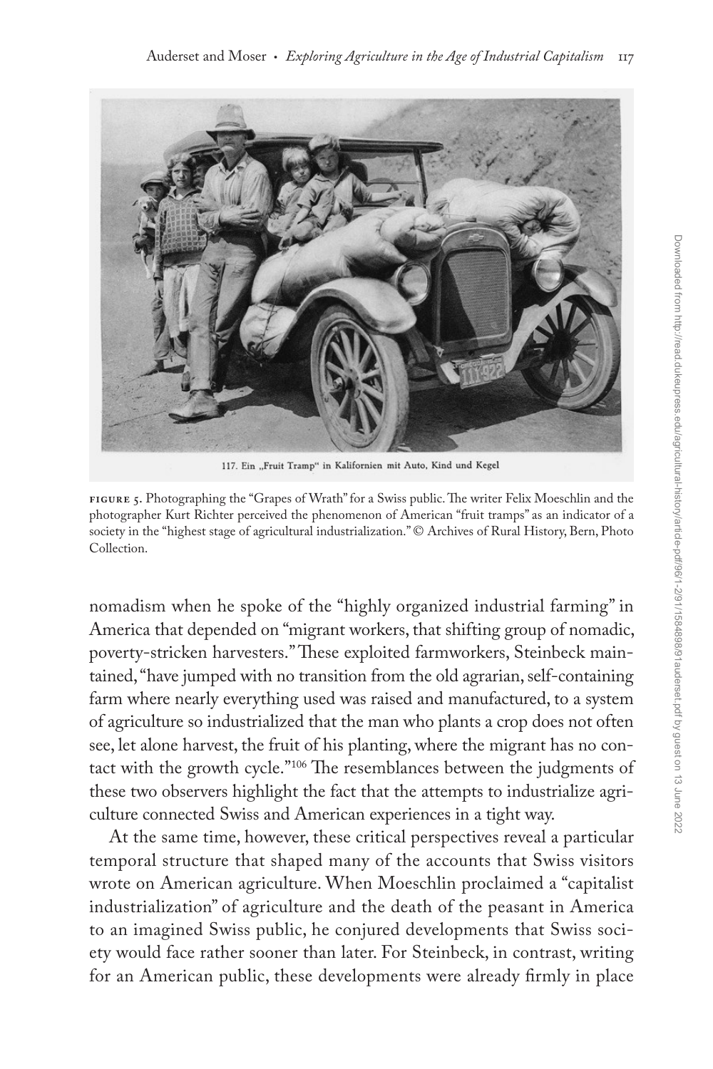117. Ein „Fruit Tramp" in Kalifornien mit Auto, Kind und Kegel

FIGURE 5. Photographing the "Grapes of Wrath" for a Swiss public. The writer Felix Moeschlin and the photographer Kurt Richter perceived the phenomenon of American "fruit tramps" as an indicator of a society in the "highest stage of agricultural industrialization." © Archives of Rural History, Bern, Photo Collection.

nomadism when he spoke of the "highly organized industrial farming" in America that depended on "migrant workers, that shifting group of nomadic, poverty-stricken harvesters." These exploited farmworkers, Steinbeck maintained, "have jumped with no transition from the old agrarian, self-containing farm where nearly everything used was raised and manufactured, to a system of agriculture so industrialized that the man who plants a crop does not often see, let alone harvest, the fruit of his planting, where the migrant has no contact with the growth cycle."[106] The resemblances between the judgments of these two observers highlight the fact that the attempts to industrialize agriculture connected Swiss and American experiences in a tight way.

At the same time, however, these critical perspectives reveal a particular temporal structure that shaped many of the accounts that Swiss visitors wrote on American agriculture. When Moeschlin proclaimed a "capitalist industrialization" of agriculture and the death of the peasant in America to an imagined Swiss public, he conjured developments that Swiss society would face rather sooner than later. For Steinbeck, in contrast, writing for an American public, these developments were already firmly in place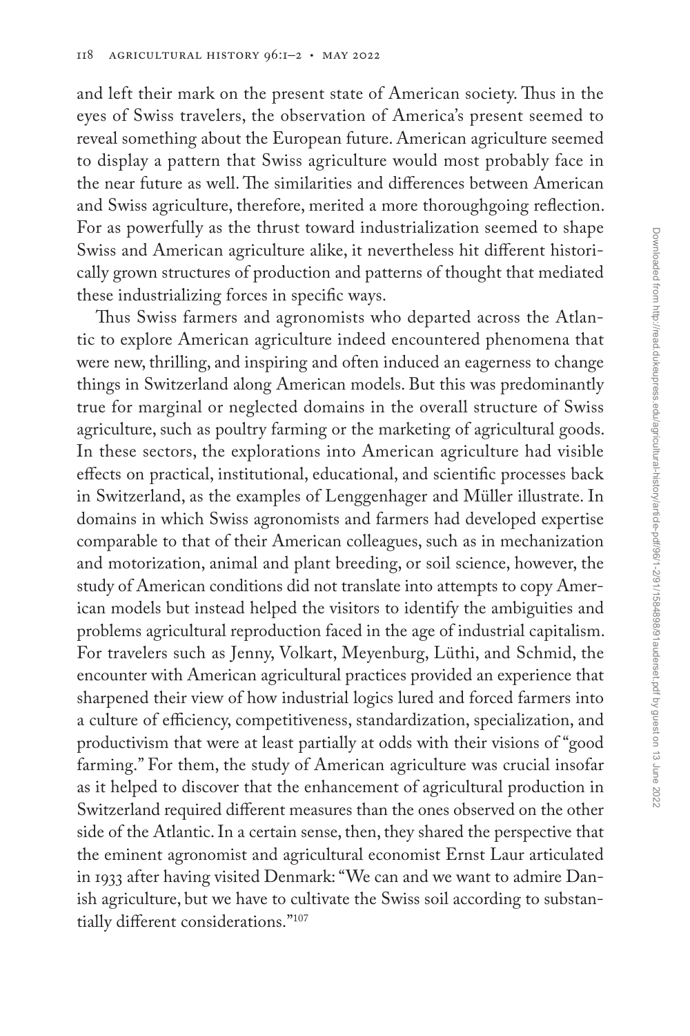and left their mark on the present state of American society. Thus in the eyes of Swiss travelers, the observation of America's present seemed to reveal something about the European future. American agriculture seemed to display a pattern that Swiss agriculture would most probably face in the near future as well. The similarities and differences between American and Swiss agriculture, therefore, merited a more thoroughgoing reflection. For as powerfully as the thrust toward industrialization seemed to shape Swiss and American agriculture alike, it nevertheless hit different historically grown structures of production and patterns of thought that mediated these industrializing forces in specific ways.

Thus Swiss farmers and agronomists who departed across the Atlantic to explore American agriculture indeed encountered phenomena that were new, thrilling, and inspiring and often induced an eagerness to change things in Switzerland along American models. But this was predominantly true for marginal or neglected domains in the overall structure of Swiss agriculture, such as poultry farming or the marketing of agricultural goods. In these sectors, the explorations into American agriculture had visible effects on practical, institutional, educational, and scientific processes back in Switzerland, as the examples of Lenggenhager and Müller illustrate. In domains in which Swiss agronomists and farmers had developed expertise comparable to that of their American colleagues, such as in mechanization and motorization, animal and plant breeding, or soil science, however, the study of American conditions did not translate into attempts to copy American models but instead helped the visitors to identify the ambiguities and problems agricultural reproduction faced in the age of industrial capitalism. For travelers such as Jenny, Volkart, Meyenburg, Lüthi, and Schmid, the encounter with American agricultural practices provided an experience that sharpened their view of how industrial logics lured and forced farmers into a culture of efficiency, competitiveness, standardization, specialization, and productivism that were at least partially at odds with their visions of "good farming." For them, the study of American agriculture was crucial insofar as it helped to discover that the enhancement of agricultural production in Switzerland required different measures than the ones observed on the other side of the Atlantic. In a certain sense, then, they shared the perspective that the eminent agronomist and agricultural economist Ernst Laur articulated in 1933 after having visited Denmark: "We can and we want to admire Danish agriculture, but we have to cultivate the Swiss soil according to substantially different considerations."[107]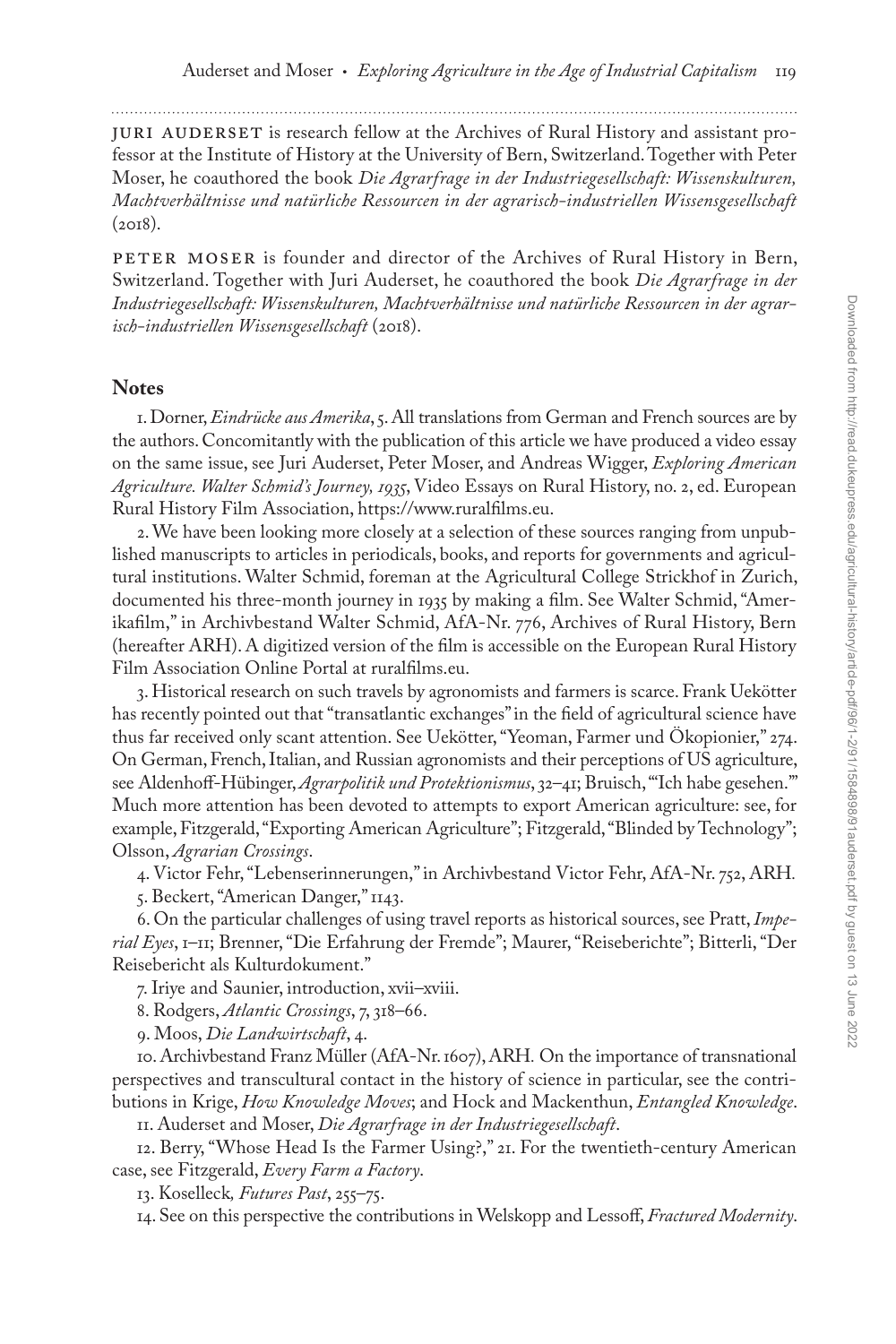JURI AUDERSET is research fellow at the Archives of Rural History and assistant professor at the Institute of History at the University of Bern, Switzerland. Together with Peter Moser, he coauthored the book *Die Agrarfrage in der Industriegesellschaft: Wissenskulturen, Machtverhältnisse und natürliche Ressourcen in der agrarisch-industriellen Wissensgesellschaft* (2018).

PETER MOSER is founder and director of the Archives of Rural History in Bern, Switzerland. Together with Juri Auderset, he coauthored the book *Die Agrarfrage in der Industriegesellschaft: Wissenskulturen, Machtverhältnisse und natürliche Ressourcen in der agrarisch-industriellen Wissensgesellschaft* (2018).

## Notes

1. Dorner, *Eindrücke aus Amerika*, 5. All translations from German and French sources are by the authors. Concomitantly with the publication of this article we have produced a video essay on the same issue, see Juri Auderset, Peter Moser, and Andreas Wigger, *Exploring American Agriculture. Walter Schmid's Journey, 1935*, Video Essays on Rural History, no. 2, ed. European Rural History Film Association, https://www.ruralfilms.eu.

2. We have been looking more closely at a selection of these sources ranging from unpublished manuscripts to articles in periodicals, books, and reports for governments and agricultural institutions. Walter Schmid, foreman at the Agricultural College Strickhof in Zurich, documented his three-month journey in 1935 by making a film. See Walter Schmid, "Amerikafilm," in Archivbestand Walter Schmid, AfA-Nr. 776, Archives of Rural History, Bern (hereafter ARH). A digitized version of the film is accessible on the European Rural History Film Association Online Portal at ruralfilms.eu.

3. Historical research on such travels by agronomists and farmers is scarce. Frank Uekötter has recently pointed out that "transatlantic exchanges" in the field of agricultural science have thus far received only scant attention. See Uekötter, "Yeoman, Farmer und Ökopionier," 274. On German, French, Italian, and Russian agronomists and their perceptions of US agriculture, see Aldenhoff-Hübinger, *Agrarpolitik und Protektionismus*, 32–41; Bruisch, "'Ich habe gesehen.'" Much more attention has been devoted to attempts to export American agriculture: see, for example, Fitzgerald, "Exporting American Agriculture"; Fitzgerald, "Blinded by Technology"; Olsson, *Agrarian Crossings*.

4. Victor Fehr, "Lebenserinnerungen," in Archivbestand Victor Fehr, AfA-Nr. 752, ARH.

5. Beckert, "American Danger," 1143.

6. On the particular challenges of using travel reports as historical sources, see Pratt, *Imperial Eyes*, 1–11; Brenner, "Die Erfahrung der Fremde"; Maurer, "Reiseberichte"; Bitterli, "Der Reisebericht als Kulturdokument."

7. Iriye and Saunier, introduction, xvii–xviii.

8. Rodgers, *Atlantic Crossings*, 7, 318–66.

9. Moos, *Die Landwirtschaft*, 4.

10. Archivbestand Franz Müller (AfA-Nr. 1607), ARH. On the importance of transnational perspectives and transcultural contact in the history of science in particular, see the contributions in Krige, *How Knowledge Moves*; and Hock and Mackenthun, *Entangled Knowledge*.

11. Auderset and Moser, *Die Agrarfrage in der Industriegesellschaft*.

12. Berry, "Whose Head Is the Farmer Using?," 21. For the twentieth-century American case, see Fitzgerald, *Every Farm a Factory*.

13. Koselleck, *Futures Past*, 255–75.

14. See on this perspective the contributions in Welskopp and Lessoff, *Fractured Modernity*.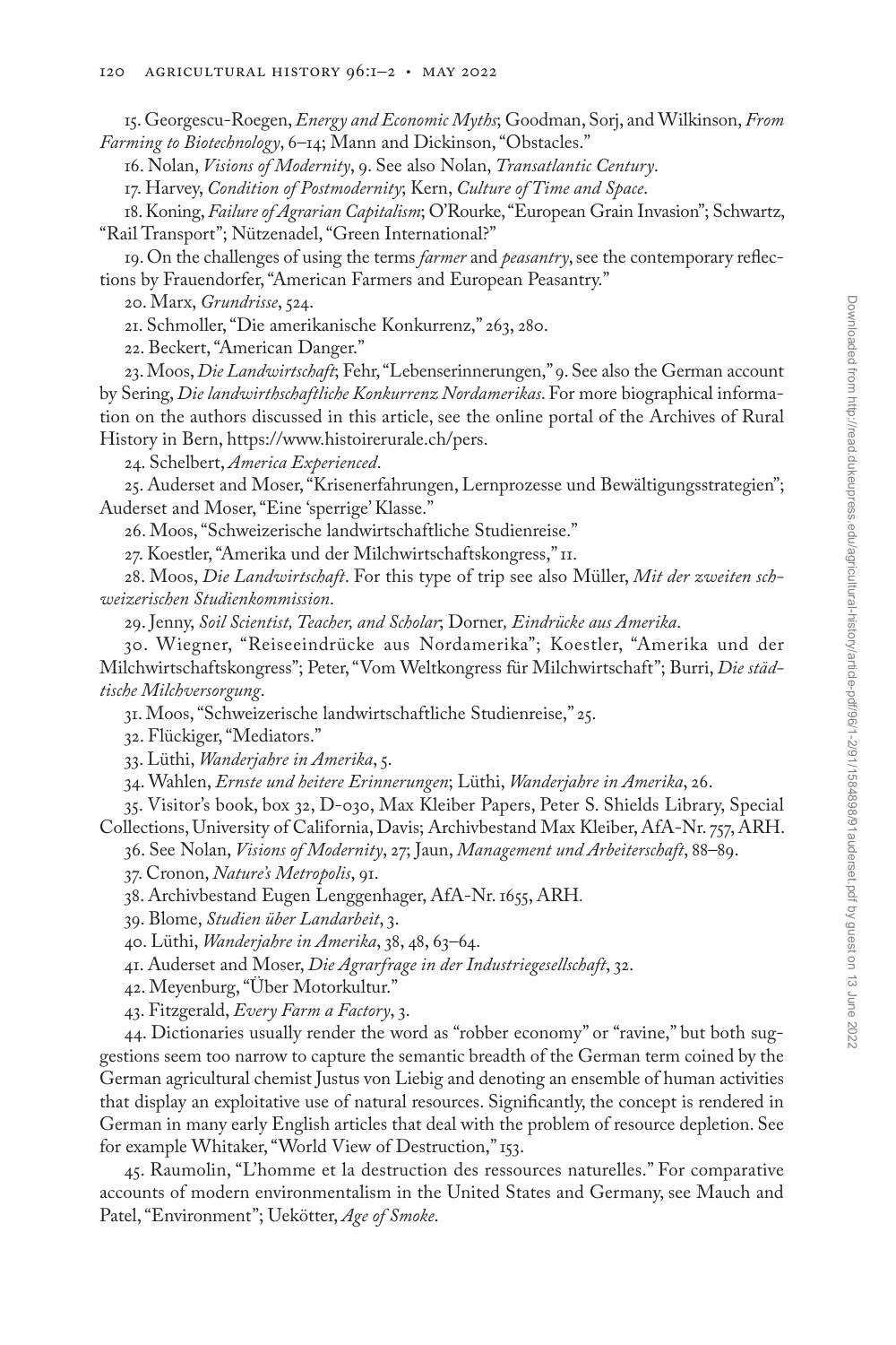15. Georgescu-Roegen, *Energy and Economic Myths*; Goodman, Sorj, and Wilkinson, *From Farming to Biotechnology*, 6–14; Mann and Dickinson, "Obstacles."

16. Nolan, *Visions of Modernity*, 9. See also Nolan, *Transatlantic Century*.

17. Harvey, *Condition of Postmodernity*; Kern, *Culture of Time and Space*.

18. Koning, *Failure of Agrarian Capitalism*; O'Rourke, "European Grain Invasion"; Schwartz, "Rail Transport"; Nützenadel, "Green International?"

19. On the challenges of using the terms *farmer* and *peasantry*, see the contemporary reflections by Frauendorfer, "American Farmers and European Peasantry."

20. Marx, *Grundrisse*, 524.

21. Schmoller, "Die amerikanische Konkurrenz," 263, 280.

22. Beckert, "American Danger."

23. Moos, *Die Landwirtschaft*; Fehr, "Lebenserinnerungen," 9. See also the German account by Sering, *Die landwirthschaftliche Konkurrenz Nordamerikas*. For more biographical information on the authors discussed in this article, see the online portal of the Archives of Rural History in Bern, https://www.histoirerurale.ch/pers.

24. Schelbert, *America Experienced*.

25. Auderset and Moser, "Krisenerfahrungen, Lernprozesse und Bewältigungsstrategien"; Auderset and Moser, "Eine 'sperrige' Klasse."

26. Moos, "Schweizerische landwirtschaftliche Studienreise."

27. Koestler, "Amerika und der Milchwirtschaftskongress," 11.

28. Moos, *Die Landwirtschaft*. For this type of trip see also Müller, *Mit der zweiten schweizerischen Studienkommission*.

29. Jenny, *Soil Scientist, Teacher, and Scholar*; Dorner, *Eindrücke aus Amerika*.

30. Wiegner, "Reiseeindrücke aus Nordamerika"; Koestler, "Amerika und der Milchwirtschaftskongress"; Peter, "Vom Weltkongress für Milchwirtschaft"; Burri, *Die städtische Milchversorgung*.

31. Moos, "Schweizerische landwirtschaftliche Studienreise," 25.

32. Flückiger, "Mediators."

33. Lüthi, *Wanderjahre in Amerika*, 5.

34. Wahlen, *Ernste und heitere Erinnerungen*; Lüthi, *Wanderjahre in Amerika*, 26.

35. Visitor's book, box 32, D-030, Max Kleiber Papers, Peter S. Shields Library, Special Collections, University of California, Davis; Archivbestand Max Kleiber, AfA-Nr. 757, ARH.

36. See Nolan, *Visions of Modernity*, 27; Jaun, *Management und Arbeiterschaft*, 88–89.

37. Cronon, *Nature's Metropolis*, 91.

38. Archivbestand Eugen Lenggenhager, AfA-Nr. 1655, ARH.

39. Blome, *Studien über Landarbeit*, 3.

40. Lüthi, *Wanderjahre in Amerika*, 38, 48, 63–64.

41. Auderset and Moser, *Die Agrarfrage in der Industriegesellschaft*, 32.

42. Meyenburg, "Über Motorkultur."

43. Fitzgerald, *Every Farm a Factory*, 3.

44. Dictionaries usually render the word as "robber economy" or "ravine," but both suggestions seem too narrow to capture the semantic breadth of the German term coined by the German agricultural chemist Justus von Liebig and denoting an ensemble of human activities that display an exploitative use of natural resources. Significantly, the concept is rendered in German in many early English articles that deal with the problem of resource depletion. See for example Whitaker, "World View of Destruction," 153.

45. Raumolin, "L'homme et la destruction des ressources naturelles." For comparative accounts of modern environmentalism in the United States and Germany, see Mauch and Patel, "Environment"; Uekötter, *Age of Smoke*.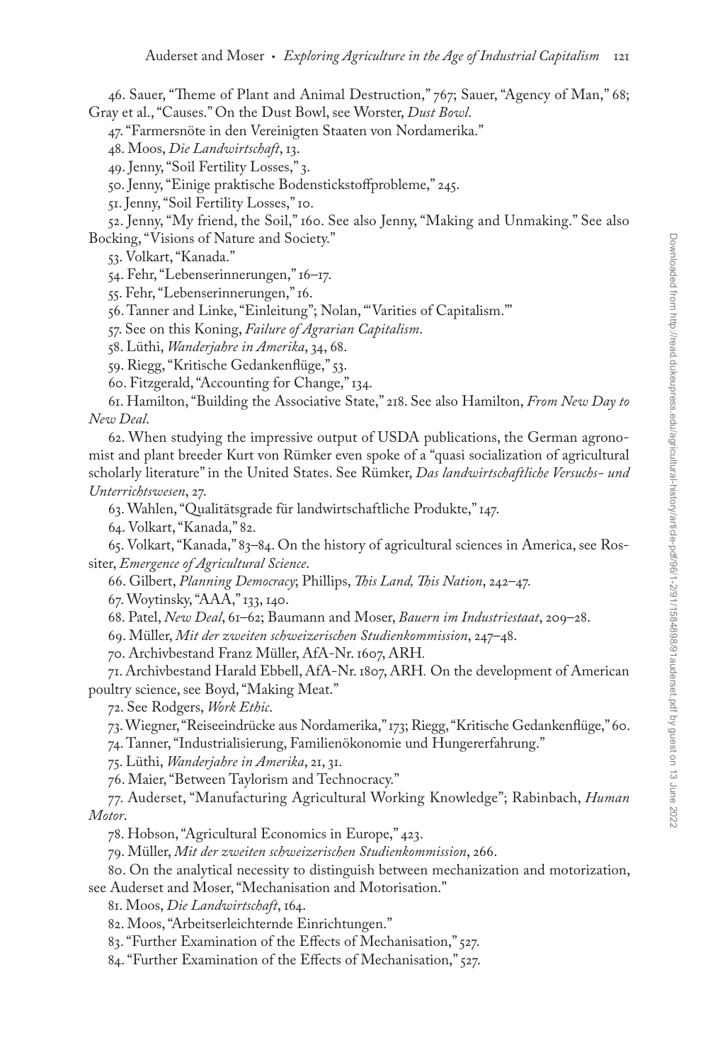46. Sauer, "Theme of Plant and Animal Destruction," 767; Sauer, "Agency of Man," 68; Gray et al., "Causes." On the Dust Bowl, see Worster, *Dust Bowl*.

47. "Farmersnöte in den Vereinigten Staaten von Nordamerika."

48. Moos, *Die Landwirtschaft*, 13.

49. Jenny, "Soil Fertility Losses," 3.

50. Jenny, "Einige praktische Bodenstickstoffprobleme," 245.

51. Jenny, "Soil Fertility Losses," 10.

52. Jenny, "My friend, the Soil," 160. See also Jenny, "Making and Unmaking." See also Bocking, "Visions of Nature and Society."

53. Volkart, "Kanada."

54. Fehr, "Lebenserinnerungen," 16–17.

55. Fehr, "Lebenserinnerungen," 16.

56. Tanner and Linke, "Einleitung"; Nolan, "'Varities of Capitalism.'"

57. See on this Koning, *Failure of Agrarian Capitalism*.

58. Lüthi, *Wanderjahre in Amerika*, 34, 68.

59. Riegg, "Kritische Gedankenflüge," 53.

60. Fitzgerald, "Accounting for Change," 134.

61. Hamilton, "Building the Associative State," 218. See also Hamilton, *From New Day to New Deal*.

62. When studying the impressive output of USDA publications, the German agronomist and plant breeder Kurt von Rümker even spoke of a "quasi socialization of agricultural scholarly literature" in the United States. See Rümker, *Das landwirtschaftliche Versuchs- und Unterrichtswesen*, 27.

63. Wahlen, "Qualitätsgrade für landwirtschaftliche Produkte," 147.

64. Volkart, "Kanada," 82.

65. Volkart, "Kanada," 83–84. On the history of agricultural sciences in America, see Rossiter, *Emergence of Agricultural Science*.

66. Gilbert, *Planning Democracy*; Phillips, *This Land, This Nation*, 242–47.

67. Woytinsky, "AAA," 133, 140.

68. Patel, *New Deal*, 61–62; Baumann and Moser, *Bauern im Industriestaat*, 209–28.

69. Müller, *Mit der zweiten schweizerischen Studienkommission*, 247–48.

70. Archivbestand Franz Müller, AfA-Nr. 1607, ARH.

71. Archivbestand Harald Ebbell, AfA-Nr. 1807, ARH. On the development of American poultry science, see Boyd, "Making Meat."

72. See Rodgers, *Work Ethic*.

73. Wiegner, "Reiseeindrücke aus Nordamerika," 173; Riegg, "Kritische Gedankenflüge," 60.

74. Tanner, "Industrialisierung, Familienökonomie und Hungererfahrung."

75. Lüthi, *Wanderjahre in Amerika*, 21, 31.

76. Maier, "Between Taylorism and Technocracy."

77. Auderset, "Manufacturing Agricultural Working Knowledge"; Rabinbach, *Human Motor*.

78. Hobson, "Agricultural Economics in Europe," 423.

79. Müller, *Mit der zweiten schweizerischen Studienkommission*, 266.

80. On the analytical necessity to distinguish between mechanization and motorization, see Auderset and Moser, "Mechanisation and Motorisation."

81. Moos, *Die Landwirtschaft*, 164.

82. Moos, "Arbeitserleichternde Einrichtungen."

83. "Further Examination of the Effects of Mechanisation," 527.

84. "Further Examination of the Effects of Mechanisation," 527.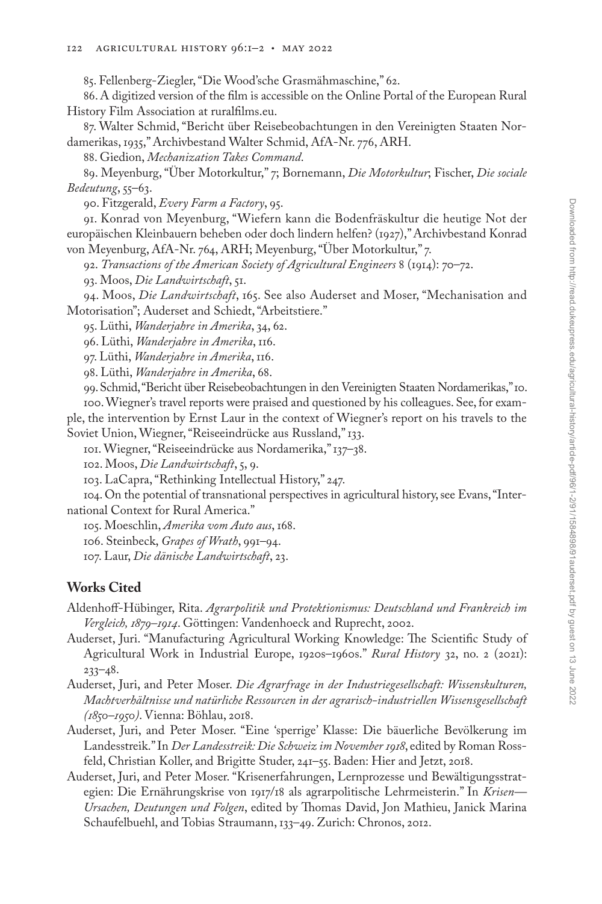85. Fellenberg-Ziegler, "Die Wood'sche Grasmähmaschine," 62.

86. A digitized version of the film is accessible on the Online Portal of the European Rural History Film Association at ruralfilms.eu.

87. Walter Schmid, "Bericht über Reisebeobachtungen in den Vereinigten Staaten Nordamerikas, 1935," Archivbestand Walter Schmid, AfA-Nr. 776, ARH.

88. Giedion, *Mechanization Takes Command*.

89. Meyenburg, "Über Motorkultur," 7; Bornemann, *Die Motorkultur*; Fischer, *Die sociale Bedeutung*, 55–63.

90. Fitzgerald, *Every Farm a Factory*, 95.

91. Konrad von Meyenburg, "Wiefern kann die Bodenfräskultur die heutige Not der europäischen Kleinbauern beheben oder doch lindern helfen? (1927)," Archivbestand Konrad von Meyenburg, AfA-Nr. 764, ARH; Meyenburg, "Über Motorkultur," 7.

92. *Transactions of the American Society of Agricultural Engineers* 8 (1914): 70–72.

93. Moos, *Die Landwirtschaft*, 51.

94. Moos, *Die Landwirtschaft*, 165. See also Auderset and Moser, "Mechanisation and Motorisation"; Auderset and Schiedt, "Arbeitstiere."

95. Lüthi, *Wanderjahre in Amerika*, 34, 62.

96. Lüthi, *Wanderjahre in Amerika*, 116.

97. Lüthi, *Wanderjahre in Amerika*, 116.

98. Lüthi, *Wanderjahre in Amerika*, 68.

99. Schmid, "Bericht über Reisebeobachtungen in den Vereinigten Staaten Nordamerikas," 10.

100. Wiegner's travel reports were praised and questioned by his colleagues. See, for example, the intervention by Ernst Laur in the context of Wiegner's report on his travels to the Soviet Union, Wiegner, "Reiseeindrücke aus Russland," 133.

101. Wiegner, "Reiseeindrücke aus Nordamerika," 137–38.

102. Moos, *Die Landwirtschaft*, 5, 9.

103. LaCapra, "Rethinking Intellectual History," 247.

104. On the potential of transnational perspectives in agricultural history, see Evans, "International Context for Rural America."

105. Moeschlin, *Amerika vom Auto aus*, 168.

106. Steinbeck, *Grapes of Wrath*, 991–94.

107. Laur, *Die dänische Landwirtschaft*, 23.

## Works Cited

Aldenhoff-Hübinger, Rita. *Agrarpolitik und Protektionismus: Deutschland und Frankreich im Vergleich, 1879–1914*. Göttingen: Vandenhoeck and Ruprecht, 2002.

Auderset, Juri. "Manufacturing Agricultural Working Knowledge: The Scientific Study of Agricultural Work in Industrial Europe, 1920s–1960s." *Rural History* 32, no. 2 (2021): 233–48.

Auderset, Juri, and Peter Moser. *Die Agrarfrage in der Industriegesellschaft: Wissenskulturen, Machtverhältnisse und natürliche Ressourcen in der agrarisch-industriellen Wissensgesellschaft (1850–1950)*. Vienna: Böhlau, 2018.

Auderset, Juri, and Peter Moser. "Eine 'sperrige' Klasse: Die bäuerliche Bevölkerung im Landesstreik." In *Der Landesstreik: Die Schweiz im November 1918*, edited by Roman Rossfeld, Christian Koller, and Brigitte Studer, 241–55. Baden: Hier and Jetzt, 2018.

Auderset, Juri, and Peter Moser. "Krisenerfahrungen, Lernprozesse und Bewältigungsstrategien: Die Ernährungskrise von 1917/18 als agrarpolitische Lehrmeisterin." In *Krisen—Ursachen, Deutungen und Folgen*, edited by Thomas David, Jon Mathieu, Janick Marina Schaufelbuehl, and Tobias Straumann, 133–49. Zurich: Chronos, 2012.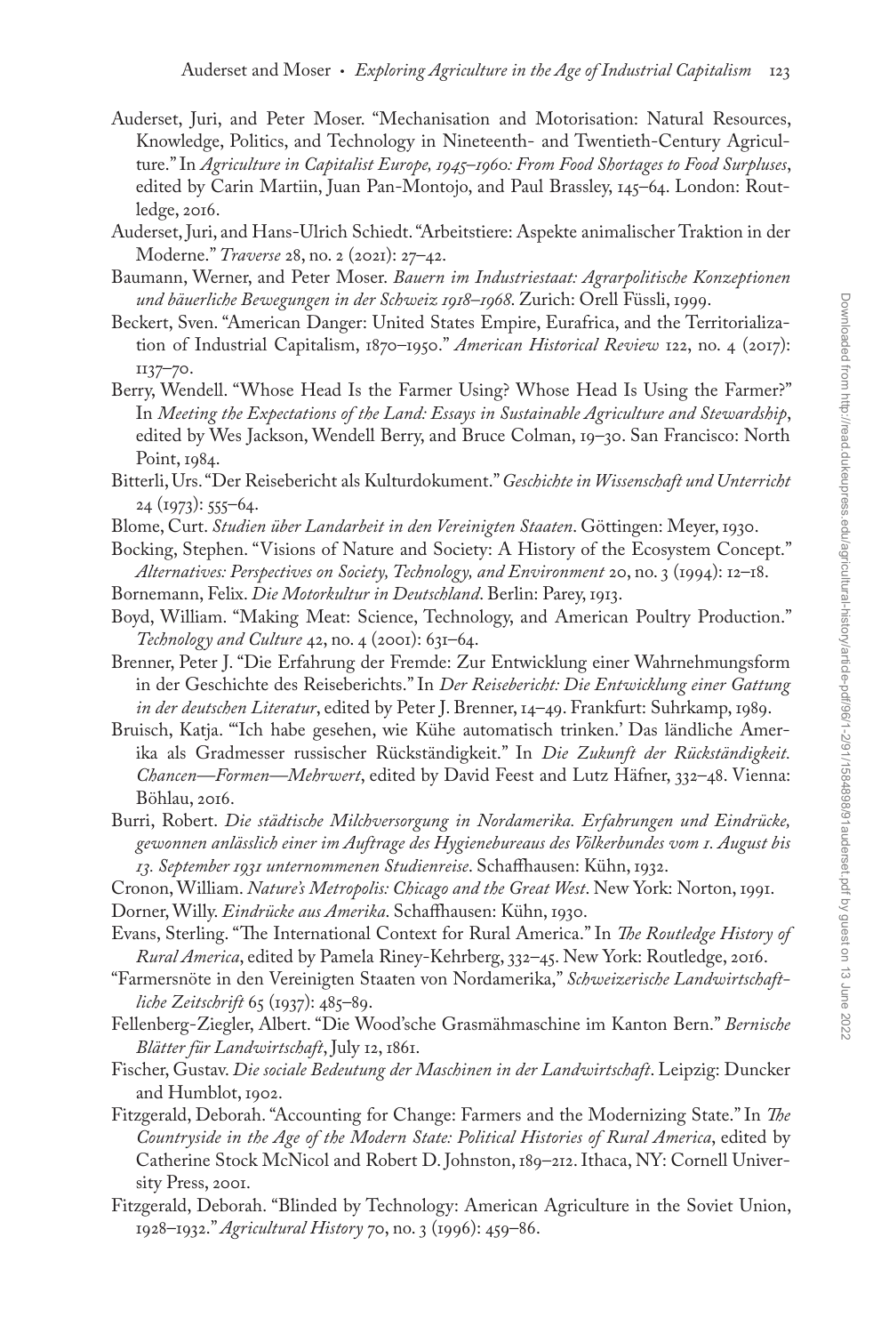Auderset, Juri, and Peter Moser. "Mechanisation and Motorisation: Natural Resources, Knowledge, Politics, and Technology in Nineteenth- and Twentieth-Century Agriculture." In *Agriculture in Capitalist Europe, 1945–1960: From Food Shortages to Food Surpluses*, edited by Carin Martiin, Juan Pan-Montojo, and Paul Brassley, 145–64. London: Routledge, 2016.

Auderset, Juri, and Hans-Ulrich Schiedt. "Arbeitstiere: Aspekte animalischer Traktion in der Moderne." *Traverse* 28, no. 2 (2021): 27–42.

Baumann, Werner, and Peter Moser. *Bauern im Industriestaat: Agrarpolitische Konzeptionen und bäuerliche Bewegungen in der Schweiz 1918–1968*. Zurich: Orell Füssli, 1999.

Beckert, Sven. "American Danger: United States Empire, Eurafrica, and the Territorialization of Industrial Capitalism, 1870–1950." *American Historical Review* 122, no. 4 (2017): 1137–70.

Berry, Wendell. "Whose Head Is the Farmer Using? Whose Head Is Using the Farmer?" In *Meeting the Expectations of the Land: Essays in Sustainable Agriculture and Stewardship*, edited by Wes Jackson, Wendell Berry, and Bruce Colman, 19–30. San Francisco: North Point, 1984.

Bitterli, Urs. "Der Reisebericht als Kulturdokument." *Geschichte in Wissenschaft und Unterricht* 24 (1973): 555–64.

Blome, Curt. *Studien über Landarbeit in den Vereinigten Staaten*. Göttingen: Meyer, 1930.

Bocking, Stephen. "Visions of Nature and Society: A History of the Ecosystem Concept." *Alternatives: Perspectives on Society, Technology, and Environment* 20, no. 3 (1994): 12–18.

Bornemann, Felix. *Die Motorkultur in Deutschland*. Berlin: Parey, 1913.

Boyd, William. "Making Meat: Science, Technology, and American Poultry Production." *Technology and Culture* 42, no. 4 (2001): 631–64.

Brenner, Peter J. "Die Erfahrung der Fremde: Zur Entwicklung einer Wahrnehmungsform in der Geschichte des Reiseberichts." In *Der Reisebericht: Die Entwicklung einer Gattung in der deutschen Literatur*, edited by Peter J. Brenner, 14–49. Frankfurt: Suhrkamp, 1989.

Bruisch, Katja. "'Ich habe gesehen, wie Kühe automatisch trinken.' Das ländliche Amerika als Gradmesser russischer Rückständigkeit." In *Die Zukunft der Rückständigkeit. Chancen—Formen—Mehrwert*, edited by David Feest and Lutz Häfner, 332–48. Vienna: Böhlau, 2016.

Burri, Robert. *Die städtische Milchversorgung in Nordamerika. Erfahrungen und Eindrücke, gewonnen anlässlich einer im Auftrage des Hygienebureaus des Völkerbundes vom 1. August bis 13. September 1931 unternommenen Studienreise*. Schaffhausen: Kühn, 1932.

Cronon, William. *Nature's Metropolis: Chicago and the Great West*. New York: Norton, 1991.

Dorner, Willy. *Eindrücke aus Amerika*. Schaffhausen: Kühn, 1930.

Evans, Sterling. "The International Context for Rural America." In *The Routledge History of Rural America*, edited by Pamela Riney-Kehrberg, 332–45. New York: Routledge, 2016.

"Farmersnöte in den Vereinigten Staaten von Nordamerika," *Schweizerische Landwirtschaftliche Zeitschrift* 65 (1937): 485–89.

Fellenberg-Ziegler, Albert. "Die Wood'sche Grasmähmaschine im Kanton Bern." *Bernische Blätter für Landwirtschaft*, July 12, 1861.

Fischer, Gustav. *Die sociale Bedeutung der Maschinen in der Landwirtschaft*. Leipzig: Duncker and Humblot, 1902.

Fitzgerald, Deborah. "Accounting for Change: Farmers and the Modernizing State." In *The Countryside in the Age of the Modern State: Political Histories of Rural America*, edited by Catherine Stock McNicol and Robert D. Johnston, 189–212. Ithaca, NY: Cornell University Press, 2001.

Fitzgerald, Deborah. "Blinded by Technology: American Agriculture in the Soviet Union, 1928–1932." *Agricultural History* 70, no. 3 (1996): 459–86.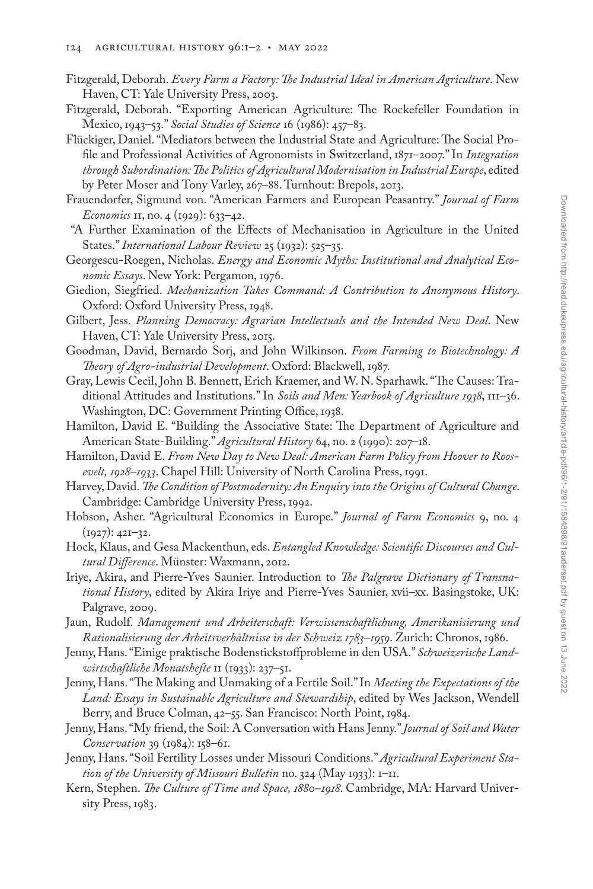Fitzgerald, Deborah. *Every Farm a Factory: The Industrial Ideal in American Agriculture*. New Haven, CT: Yale University Press, 2003.

Fitzgerald, Deborah. "Exporting American Agriculture: The Rockefeller Foundation in Mexico, 1943–53." *Social Studies of Science* 16 (1986): 457–83.

Flückiger, Daniel. "Mediators between the Industrial State and Agriculture: The Social Profile and Professional Activities of Agronomists in Switzerland, 1871–2007." In *Integration through Subordination: The Politics of Agricultural Modernisation in Industrial Europe*, edited by Peter Moser and Tony Varley, 267–88. Turnhout: Brepols, 2013.

Frauendorfer, Sigmund von. "American Farmers and European Peasantry." *Journal of Farm Economics* 11, no. 4 (1929): 633–42.

"A Further Examination of the Effects of Mechanisation in Agriculture in the United States." *International Labour Review* 25 (1932): 525–35.

Georgescu-Roegen, Nicholas. *Energy and Economic Myths: Institutional and Analytical Economic Essays*. New York: Pergamon, 1976.

Giedion, Siegfried. *Mechanization Takes Command: A Contribution to Anonymous History*. Oxford: Oxford University Press, 1948.

Gilbert, Jess. *Planning Democracy: Agrarian Intellectuals and the Intended New Deal*. New Haven, CT: Yale University Press, 2015.

Goodman, David, Bernardo Sorj, and John Wilkinson. *From Farming to Biotechnology: A Theory of Agro-industrial Development*. Oxford: Blackwell, 1987.

Gray, Lewis Cecil, John B. Bennett, Erich Kraemer, and W. N. Sparhawk. "The Causes: Traditional Attitudes and Institutions." In *Soils and Men: Yearbook of Agriculture 1938*, 111–36. Washington, DC: Government Printing Office, 1938.

Hamilton, David E. "Building the Associative State: The Department of Agriculture and American State-Building." *Agricultural History* 64, no. 2 (1990): 207–18.

Hamilton, David E. *From New Day to New Deal: American Farm Policy from Hoover to Roosevelt, 1928–1933*. Chapel Hill: University of North Carolina Press, 1991.

Harvey, David. *The Condition of Postmodernity: An Enquiry into the Origins of Cultural Change*. Cambridge: Cambridge University Press, 1992.

Hobson, Asher. "Agricultural Economics in Europe." *Journal of Farm Economics* 9, no. 4 (1927): 421–32.

Hock, Klaus, and Gesa Mackenthun, eds. *Entangled Knowledge: Scientific Discourses and Cultural Difference*. Münster: Waxmann, 2012.

Iriye, Akira, and Pierre-Yves Saunier. Introduction to *The Palgrave Dictionary of Transnational History*, edited by Akira Iriye and Pierre-Yves Saunier, xvii–xx. Basingstoke, UK: Palgrave, 2009.

Jaun, Rudolf. *Management und Arbeiterschaft: Verwissenschaftlichung, Amerikanisierung und Rationalisierung der Arbeitsverhältnisse in der Schweiz 1783–1959*. Zurich: Chronos, 1986.

Jenny, Hans. "Einige praktische Bodenstickstoffprobleme in den USA." *Schweizerische Landwirtschaftliche Monatshefte* 11 (1933): 237–51.

Jenny, Hans. "The Making and Unmaking of a Fertile Soil." In *Meeting the Expectations of the Land: Essays in Sustainable Agriculture and Stewardship*, edited by Wes Jackson, Wendell Berry, and Bruce Colman, 42–55. San Francisco: North Point, 1984.

Jenny, Hans. "My friend, the Soil: A Conversation with Hans Jenny." *Journal of Soil and Water Conservation* 39 (1984): 158–61.

Jenny, Hans. "Soil Fertility Losses under Missouri Conditions." *Agricultural Experiment Station of the University of Missouri Bulletin* no. 324 (May 1933): 1–11.

Kern, Stephen. *The Culture of Time and Space, 1880–1918*. Cambridge, MA: Harvard University Press, 1983.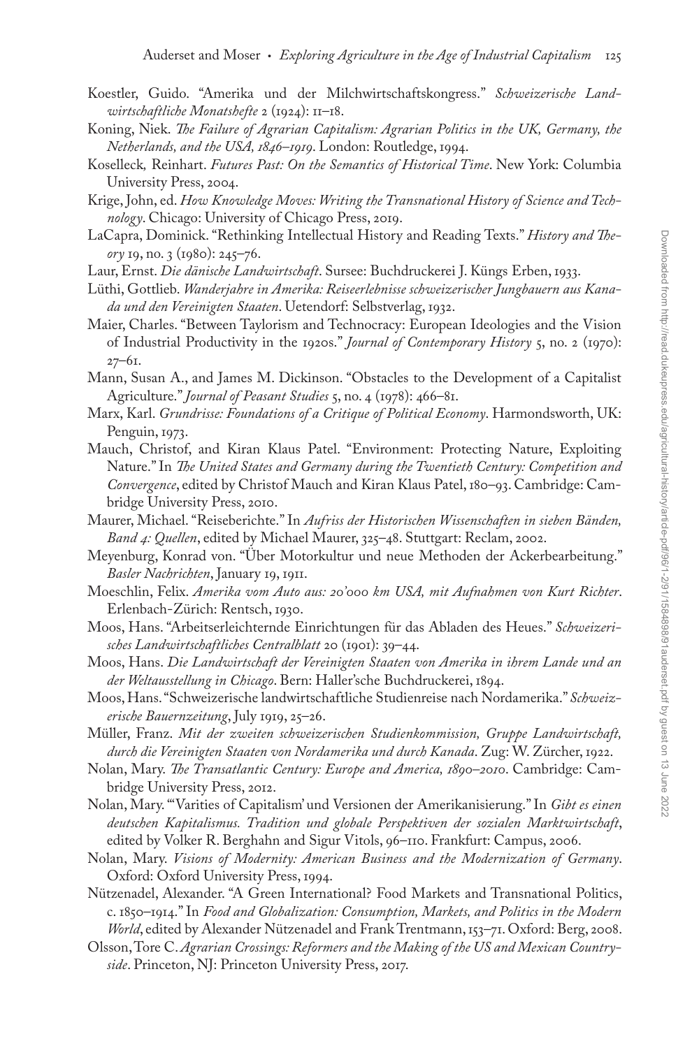Koestler, Guido. "Amerika und der Milchwirtschaftskongress." *Schweizerische Landwirtschaftliche Monatshefte* 2 (1924): 11–18.

Koning, Niek. *The Failure of Agrarian Capitalism: Agrarian Politics in the UK, Germany, the Netherlands, and the USA, 1846–1919*. London: Routledge, 1994.

Koselleck, Reinhart. *Futures Past: On the Semantics of Historical Time*. New York: Columbia University Press, 2004.

Krige, John, ed. *How Knowledge Moves: Writing the Transnational History of Science and Technology*. Chicago: University of Chicago Press, 2019.

LaCapra, Dominick. "Rethinking Intellectual History and Reading Texts." *History and Theory* 19, no. 3 (1980): 245–76.

Laur, Ernst. *Die dänische Landwirtschaft*. Sursee: Buchdruckerei J. Küngs Erben, 1933.

Lüthi, Gottlieb. *Wanderjahre in Amerika: Reiseerlebnisse schweizerischer Jungbauern aus Kanada und den Vereinigten Staaten*. Uetendorf: Selbstverlag, 1932.

Maier, Charles. "Between Taylorism and Technocracy: European Ideologies and the Vision of Industrial Productivity in the 1920s." *Journal of Contemporary History* 5, no. 2 (1970): 27–61.

Mann, Susan A., and James M. Dickinson. "Obstacles to the Development of a Capitalist Agriculture." *Journal of Peasant Studies* 5, no. 4 (1978): 466–81.

Marx, Karl. *Grundrisse: Foundations of a Critique of Political Economy*. Harmondsworth, UK: Penguin, 1973.

Mauch, Christof, and Kiran Klaus Patel. "Environment: Protecting Nature, Exploiting Nature." In *The United States and Germany during the Twentieth Century: Competition and Convergence*, edited by Christof Mauch and Kiran Klaus Patel, 180–93. Cambridge: Cambridge University Press, 2010.

Maurer, Michael. "Reiseberichte." In *Aufriss der Historischen Wissenschaften in sieben Bänden, Band 4: Quellen*, edited by Michael Maurer, 325–48. Stuttgart: Reclam, 2002.

Meyenburg, Konrad von. "Über Motorkultur und neue Methoden der Ackerbearbeitung." *Basler Nachrichten*, January 19, 1911.

Moeschlin, Felix. *Amerika vom Auto aus: 20'000 km USA, mit Aufnahmen von Kurt Richter*. Erlenbach-Zürich: Rentsch, 1930.

Moos, Hans. "Arbeitserleichternde Einrichtungen für das Abladen des Heues." *Schweizerisches Landwirtschaftliches Centralblatt* 20 (1901): 39–44.

Moos, Hans. *Die Landwirtschaft der Vereinigten Staaten von Amerika in ihrem Lande und an der Weltausstellung in Chicago*. Bern: Haller'sche Buchdruckerei, 1894.

Moos, Hans. "Schweizerische landwirtschaftliche Studienreise nach Nordamerika." *Schweizerische Bauernzeitung*, July 1919, 25–26.

Müller, Franz. *Mit der zweiten schweizerischen Studienkommission, Gruppe Landwirtschaft, durch die Vereinigten Staaten von Nordamerika und durch Kanada*. Zug: W. Zürcher, 1922.

Nolan, Mary. *The Transatlantic Century: Europe and America, 1890–2010*. Cambridge: Cambridge University Press, 2012.

Nolan, Mary. "'Varities of Capitalism' und Versionen der Amerikanisierung." In *Gibt es einen deutschen Kapitalismus. Tradition und globale Perspektiven der sozialen Marktwirtschaft*, edited by Volker R. Berghahn and Sigur Vitols, 96–110. Frankfurt: Campus, 2006.

Nolan, Mary. *Visions of Modernity: American Business and the Modernization of Germany*. Oxford: Oxford University Press, 1994.

Nützenadel, Alexander. "A Green International? Food Markets and Transnational Politics, c. 1850–1914." In *Food and Globalization: Consumption, Markets, and Politics in the Modern World*, edited by Alexander Nützenadel and Frank Trentmann, 153–71. Oxford: Berg, 2008.

Olsson, Tore C. *Agrarian Crossings: Reformers and the Making of the US and Mexican Countryside*. Princeton, NJ: Princeton University Press, 2017.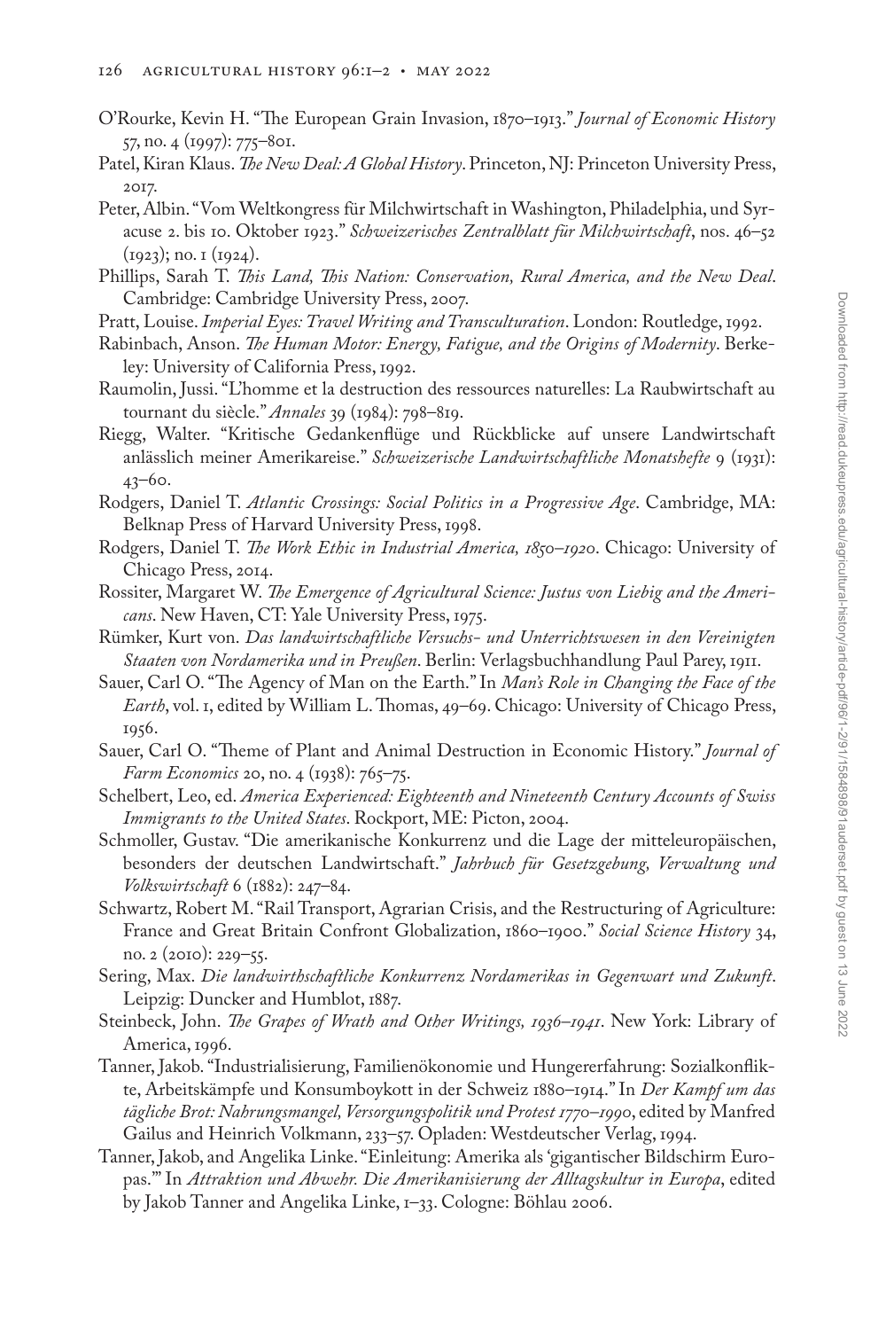O'Rourke, Kevin H. "The European Grain Invasion, 1870–1913." *Journal of Economic History* 57, no. 4 (1997): 775–801.

Patel, Kiran Klaus. *The New Deal: A Global History*. Princeton, NJ: Princeton University Press, 2017.

Peter, Albin. "Vom Weltkongress für Milchwirtschaft in Washington, Philadelphia, und Syracuse 2. bis 10. Oktober 1923." *Schweizerisches Zentralblatt für Milchwirtschaft*, nos. 46–52 (1923); no. 1 (1924).

Phillips, Sarah T. *This Land, This Nation: Conservation, Rural America, and the New Deal*. Cambridge: Cambridge University Press, 2007.

Pratt, Louise. *Imperial Eyes: Travel Writing and Transculturation*. London: Routledge, 1992.

Rabinbach, Anson. *The Human Motor: Energy, Fatigue, and the Origins of Modernity*. Berkeley: University of California Press, 1992.

Raumolin, Jussi. "L'homme et la destruction des ressources naturelles: La Raubwirtschaft au tournant du siècle." *Annales* 39 (1984): 798–819.

Riegg, Walter. "Kritische Gedankenflüge und Rückblicke auf unsere Landwirtschaft anlässlich meiner Amerikareise." *Schweizerische Landwirtschaftliche Monatshefte* 9 (1931): 43–60.

Rodgers, Daniel T. *Atlantic Crossings: Social Politics in a Progressive Age*. Cambridge, MA: Belknap Press of Harvard University Press, 1998.

Rodgers, Daniel T. *The Work Ethic in Industrial America, 1850–1920*. Chicago: University of Chicago Press, 2014.

Rossiter, Margaret W. *The Emergence of Agricultural Science: Justus von Liebig and the Americans*. New Haven, CT: Yale University Press, 1975.

Rümker, Kurt von. *Das landwirtschaftliche Versuchs- und Unterrichtswesen in den Vereinigten Staaten von Nordamerika und in Preußen*. Berlin: Verlagsbuchhandlung Paul Parey, 1911.

Sauer, Carl O. "The Agency of Man on the Earth." In *Man's Role in Changing the Face of the Earth*, vol. 1, edited by William L. Thomas, 49–69. Chicago: University of Chicago Press, 1956.

Sauer, Carl O. "Theme of Plant and Animal Destruction in Economic History." *Journal of Farm Economics* 20, no. 4 (1938): 765–75.

Schelbert, Leo, ed. *America Experienced: Eighteenth and Nineteenth Century Accounts of Swiss Immigrants to the United States*. Rockport, ME: Picton, 2004.

Schmoller, Gustav. "Die amerikanische Konkurrenz und die Lage der mitteleuropäischen, besonders der deutschen Landwirtschaft." *Jahrbuch für Gesetzgebung, Verwaltung und Volkswirtschaft* 6 (1882): 247–84.

Schwartz, Robert M. "Rail Transport, Agrarian Crisis, and the Restructuring of Agriculture: France and Great Britain Confront Globalization, 1860–1900." *Social Science History* 34, no. 2 (2010): 229–55.

Sering, Max. *Die landwirthschaftliche Konkurrenz Nordamerikas in Gegenwart und Zukunft*. Leipzig: Duncker and Humblot, 1887.

Steinbeck, John. *The Grapes of Wrath and Other Writings, 1936–1941*. New York: Library of America, 1996.

Tanner, Jakob. "Industrialisierung, Familienökonomie und Hungererfahrung: Sozialkonflikte, Arbeitskämpfe und Konsumboykott in der Schweiz 1880–1914." In *Der Kampf um das tägliche Brot: Nahrungsmangel, Versorgungspolitik und Protest 1770–1990*, edited by Manfred Gailus and Heinrich Volkmann, 233–57. Opladen: Westdeutscher Verlag, 1994.

Tanner, Jakob, and Angelika Linke. "Einleitung: Amerika als 'gigantischer Bildschirm Europas.'" In *Attraktion und Abwehr. Die Amerikanisierung der Alltagskultur in Europa*, edited by Jakob Tanner and Angelika Linke, 1–33. Cologne: Böhlau 2006.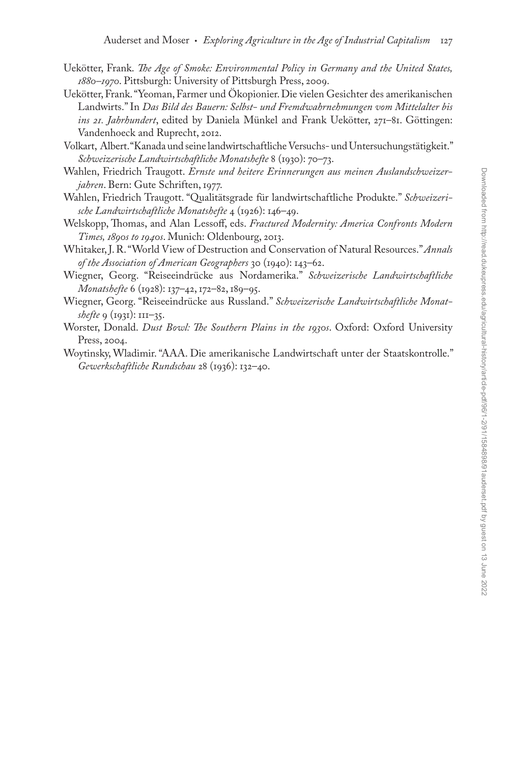Uekötter, Frank. *The Age of Smoke: Environmental Policy in Germany and the United States, 1880–1970*. Pittsburgh: University of Pittsburgh Press, 2009.

Uekötter, Frank. "Yeoman, Farmer und Ökopionier. Die vielen Gesichter des amerikanischen Landwirts." In *Das Bild des Bauern: Selbst- und Fremdwahrnehmungen vom Mittelalter bis ins 21. Jahrhundert*, edited by Daniela Münkel and Frank Uekötter, 271–81. Göttingen: Vandenhoeck and Ruprecht, 2012.

Volkart, Albert. "Kanada und seine landwirtschaftliche Versuchs- und Untersuchungstätigkeit." *Schweizerische Landwirtschaftliche Monatshefte* 8 (1930): 70–73.

Wahlen, Friedrich Traugott. *Ernste und heitere Erinnerungen aus meinen Auslandschweizerjahren*. Bern: Gute Schriften, 1977.

Wahlen, Friedrich Traugott. "Qualitätsgrade für landwirtschaftliche Produkte." *Schweizerische Landwirtschaftliche Monatshefte* 4 (1926): 146–49.

Welskopp, Thomas, and Alan Lessoff, eds. *Fractured Modernity: America Confronts Modern Times, 1890s to 1940s*. Munich: Oldenbourg, 2013.

Whitaker, J. R. "World View of Destruction and Conservation of Natural Resources." *Annals of the Association of American Geographers* 30 (1940): 143–62.

Wiegner, Georg. "Reiseeindrücke aus Nordamerika." *Schweizerische Landwirtschaftliche Monatshefte* 6 (1928): 137–42, 172–82, 189–95.

Wiegner, Georg. "Reiseeindrücke aus Russland." *Schweizerische Landwirtschaftliche Monatshefte* 9 (1931): 111–35.

Worster, Donald. *Dust Bowl: The Southern Plains in the 1930s*. Oxford: Oxford University Press, 2004.

Woytinsky, Wladimir. "AAA. Die amerikanische Landwirtschaft unter der Staatskontrolle." *Gewerkschaftliche Rundschau* 28 (1936): 132–40.